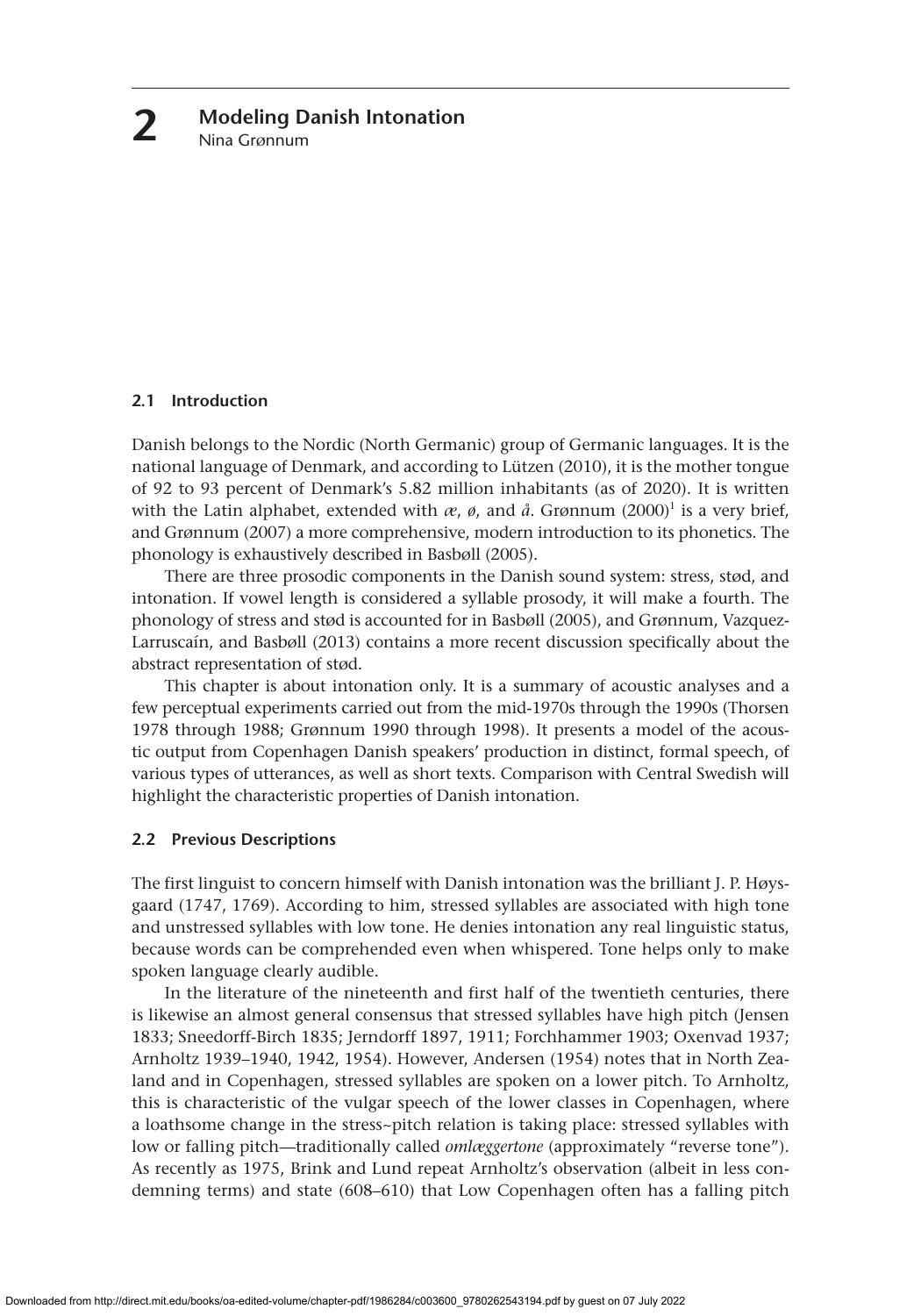# 2 Modeling Danish Intonation

Nina Grønnum

## 2.1 Introduction

Danish belongs to the Nordic (North Germanic) group of Germanic languages. It is the national language of Denmark, and according to Lützen (2010), it is the mother tongue of 92 to 93 percent of Denmark's 5.82 million inhabitants (as of 2020). It is written with the Latin alphabet, extended with *æ*, *ø*, and *å*. Grønnum (2000)[1] is a very brief, and Grønnum (2007) a more comprehensive, modern introduction to its phonetics. The phonology is exhaustively described in Basbøll (2005).

There are three prosodic components in the Danish sound system: stress, stød, and intonation. If vowel length is considered a syllable prosody, it will make a fourth. The phonology of stress and stød is accounted for in Basbøll (2005), and Grønnum, Vazquez-Larruscaín, and Basbøll (2013) contains a more recent discussion specifically about the abstract representation of stød.

This chapter is about intonation only. It is a summary of acoustic analyses and a few perceptual experiments carried out from the mid-1970s through the 1990s (Thorsen 1978 through 1988; Grønnum 1990 through 1998). It presents a model of the acoustic output from Copenhagen Danish speakers' production in distinct, formal speech, of various types of utterances, as well as short texts. Comparison with Central Swedish will highlight the characteristic properties of Danish intonation.

## 2.2 Previous Descriptions

The first linguist to concern himself with Danish intonation was the brilliant J. P. Høysgaard (1747, 1769). According to him, stressed syllables are associated with high tone and unstressed syllables with low tone. He denies intonation any real linguistic status, because words can be comprehended even when whispered. Tone helps only to make spoken language clearly audible.

In the literature of the nineteenth and first half of the twentieth centuries, there is likewise an almost general consensus that stressed syllables have high pitch (Jensen 1833; Sneedorff-Birch 1835; Jerndorff 1897, 1911; Forchhammer 1903; Oxenvad 1937; Arnholtz 1939–1940, 1942, 1954). However, Andersen (1954) notes that in North Zealand and in Copenhagen, stressed syllables are spoken on a lower pitch. To Arnholtz, this is characteristic of the vulgar speech of the lower classes in Copenhagen, where a loathsome change in the stress~pitch relation is taking place: stressed syllables with low or falling pitch—traditionally called *omlæggertone* (approximately "reverse tone"). As recently as 1975, Brink and Lund repeat Arnholtz's observation (albeit in less condemning terms) and state (608–610) that Low Copenhagen often has a falling pitch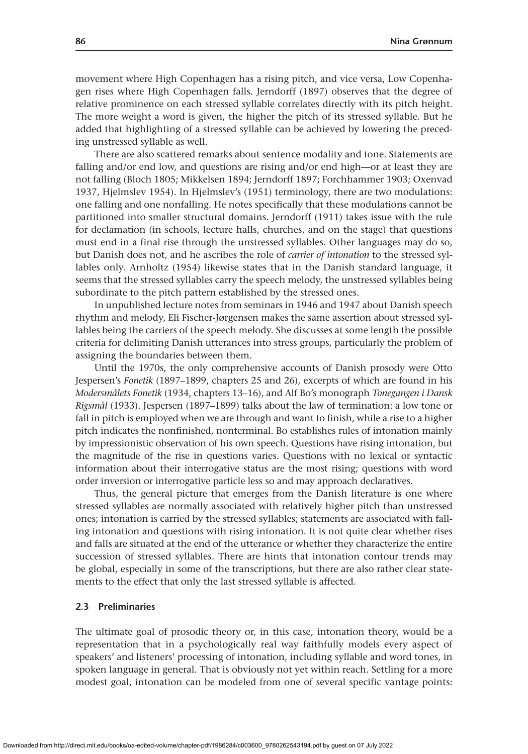movement where High Copenhagen has a rising pitch, and vice versa, Low Copenhagen rises where High Copenhagen falls. Jerndorff (1897) observes that the degree of relative prominence on each stressed syllable correlates directly with its pitch height. The more weight a word is given, the higher the pitch of its stressed syllable. But he added that highlighting of a stressed syllable can be achieved by lowering the preceding unstressed syllable as well.

There are also scattered remarks about sentence modality and tone. Statements are falling and/or end low, and questions are rising and/or end high—or at least they are not falling (Bloch 1805; Mikkelsen 1894; Jerndorff 1897; Forchhammer 1903; Oxenvad 1937, Hjelmslev 1954). In Hjelmslev's (1951) terminology, there are two modulations: one falling and one nonfalling. He notes specifically that these modulations cannot be partitioned into smaller structural domains. Jerndorff (1911) takes issue with the rule for declamation (in schools, lecture halls, churches, and on the stage) that questions must end in a final rise through the unstressed syllables. Other languages may do so, but Danish does not, and he ascribes the role of *carrier of intonation* to the stressed syllables only. Arnholtz (1954) likewise states that in the Danish standard language, it seems that the stressed syllables carry the speech melody, the unstressed syllables being subordinate to the pitch pattern established by the stressed ones.

In unpublished lecture notes from seminars in 1946 and 1947 about Danish speech rhythm and melody, Eli Fischer-Jørgensen makes the same assertion about stressed syllables being the carriers of the speech melody. She discusses at some length the possible criteria for delimiting Danish utterances into stress groups, particularly the problem of assigning the boundaries between them.

Until the 1970s, the only comprehensive accounts of Danish prosody were Otto Jespersen's *Fonetik* (1897–1899, chapters 25 and 26), excerpts of which are found in his *Modersmålets Fonetik* (1934, chapters 13–16), and Alf Bo's monograph *Tonegangen i Dansk Rigsmål* (1933). Jespersen (1897–1899) talks about the law of termination: a low tone or fall in pitch is employed when we are through and want to finish, while a rise to a higher pitch indicates the nonfinished, nonterminal. Bo establishes rules of intonation mainly by impressionistic observation of his own speech. Questions have rising intonation, but the magnitude of the rise in questions varies. Questions with no lexical or syntactic information about their interrogative status are the most rising; questions with word order inversion or interrogative particle less so and may approach declaratives.

Thus, the general picture that emerges from the Danish literature is one where stressed syllables are normally associated with relatively higher pitch than unstressed ones; intonation is carried by the stressed syllables; statements are associated with falling intonation and questions with rising intonation. It is not quite clear whether rises and falls are situated at the end of the utterance or whether they characterize the entire succession of stressed syllables. There are hints that intonation contour trends may be global, especially in some of the transcriptions, but there are also rather clear statements to the effect that only the last stressed syllable is affected.

### 2.3 Preliminaries

The ultimate goal of prosodic theory or, in this case, intonation theory, would be a representation that in a psychologically real way faithfully models every aspect of speakers' and listeners' processing of intonation, including syllable and word tones, in spoken language in general. That is obviously not yet within reach. Settling for a more modest goal, intonation can be modeled from one of several specific vantage points: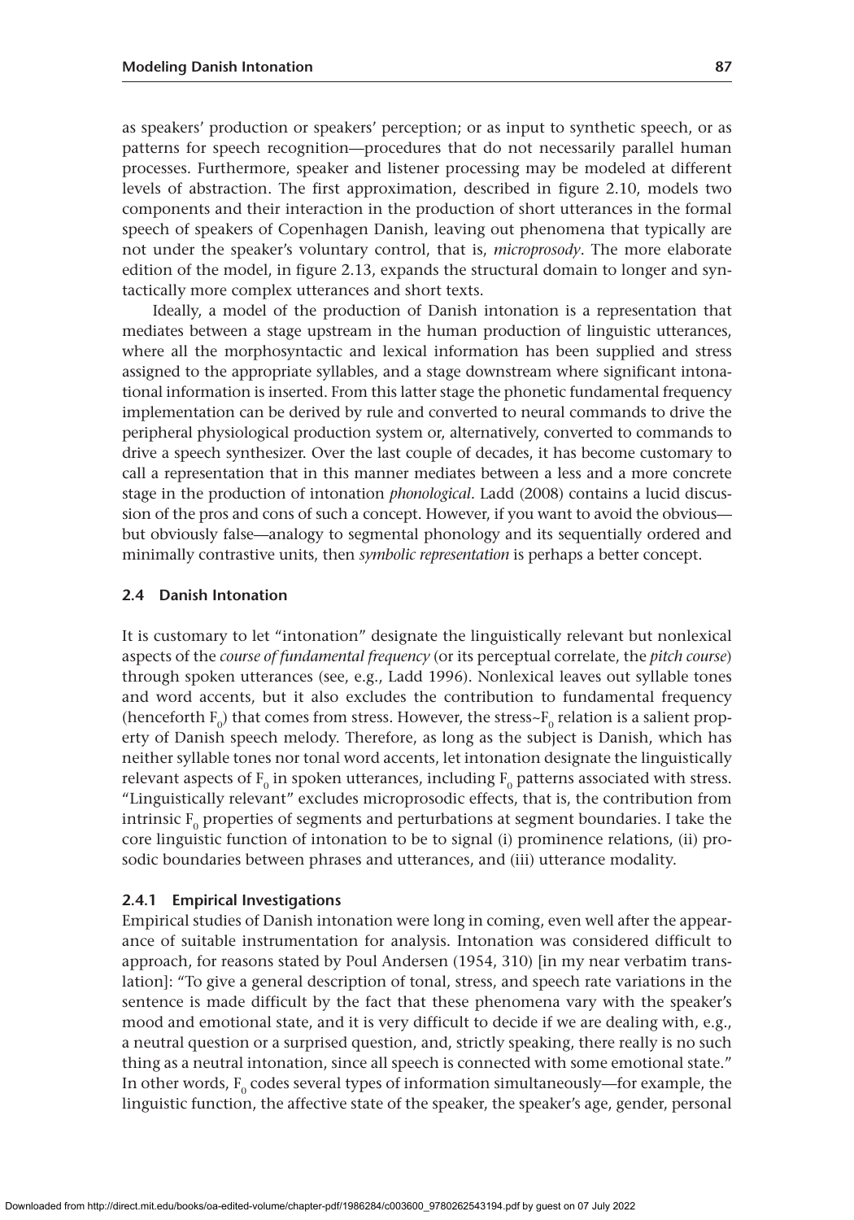as speakers' production or speakers' perception; or as input to synthetic speech, or as patterns for speech recognition—procedures that do not necessarily parallel human processes. Furthermore, speaker and listener processing may be modeled at different levels of abstraction. The first approximation, described in figure 2.10, models two components and their interaction in the production of short utterances in the formal speech of speakers of Copenhagen Danish, leaving out phenomena that typically are not under the speaker's voluntary control, that is, *microprosody*. The more elaborate edition of the model, in figure 2.13, expands the structural domain to longer and syntactically more complex utterances and short texts.

Ideally, a model of the production of Danish intonation is a representation that mediates between a stage upstream in the human production of linguistic utterances, where all the morphosyntactic and lexical information has been supplied and stress assigned to the appropriate syllables, and a stage downstream where significant intonational information is inserted. From this latter stage the phonetic fundamental frequency implementation can be derived by rule and converted to neural commands to drive the peripheral physiological production system or, alternatively, converted to commands to drive a speech synthesizer. Over the last couple of decades, it has become customary to call a representation that in this manner mediates between a less and a more concrete stage in the production of intonation *phonological*. Ladd (2008) contains a lucid discussion of the pros and cons of such a concept. However, if you want to avoid the obvious—but obviously false—analogy to segmental phonology and its sequentially ordered and minimally contrastive units, then *symbolic representation* is perhaps a better concept.

## 2.4 Danish Intonation

It is customary to let "intonation" designate the linguistically relevant but nonlexical aspects of the *course of fundamental frequency* (or its perceptual correlate, the *pitch course*) through spoken utterances (see, e.g., Ladd 1996). Nonlexical leaves out syllable tones and word accents, but it also excludes the contribution to fundamental frequency (henceforth $F_0$) that comes from stress. However, the stress~$F_0$ relation is a salient property of Danish speech melody. Therefore, as long as the subject is Danish, which has neither syllable tones nor tonal word accents, let intonation designate the linguistically relevant aspects of $F_0$ in spoken utterances, including $F_0$ patterns associated with stress. "Linguistically relevant" excludes microprosodic effects, that is, the contribution from intrinsic $F_0$ properties of segments and perturbations at segment boundaries. I take the core linguistic function of intonation to be to signal (i) prominence relations, (ii) prosodic boundaries between phrases and utterances, and (iii) utterance modality.

### 2.4.1 Empirical Investigations

Empirical studies of Danish intonation were long in coming, even well after the appearance of suitable instrumentation for analysis. Intonation was considered difficult to approach, for reasons stated by Poul Andersen (1954, 310) [in my near verbatim translation]: "To give a general description of tonal, stress, and speech rate variations in the sentence is made difficult by the fact that these phenomena vary with the speaker's mood and emotional state, and it is very difficult to decide if we are dealing with, e.g., a neutral question or a surprised question, and, strictly speaking, there really is no such thing as a neutral intonation, since all speech is connected with some emotional state." In other words, $F_0$ codes several types of information simultaneously—for example, the linguistic function, the affective state of the speaker, the speaker's age, gender, personal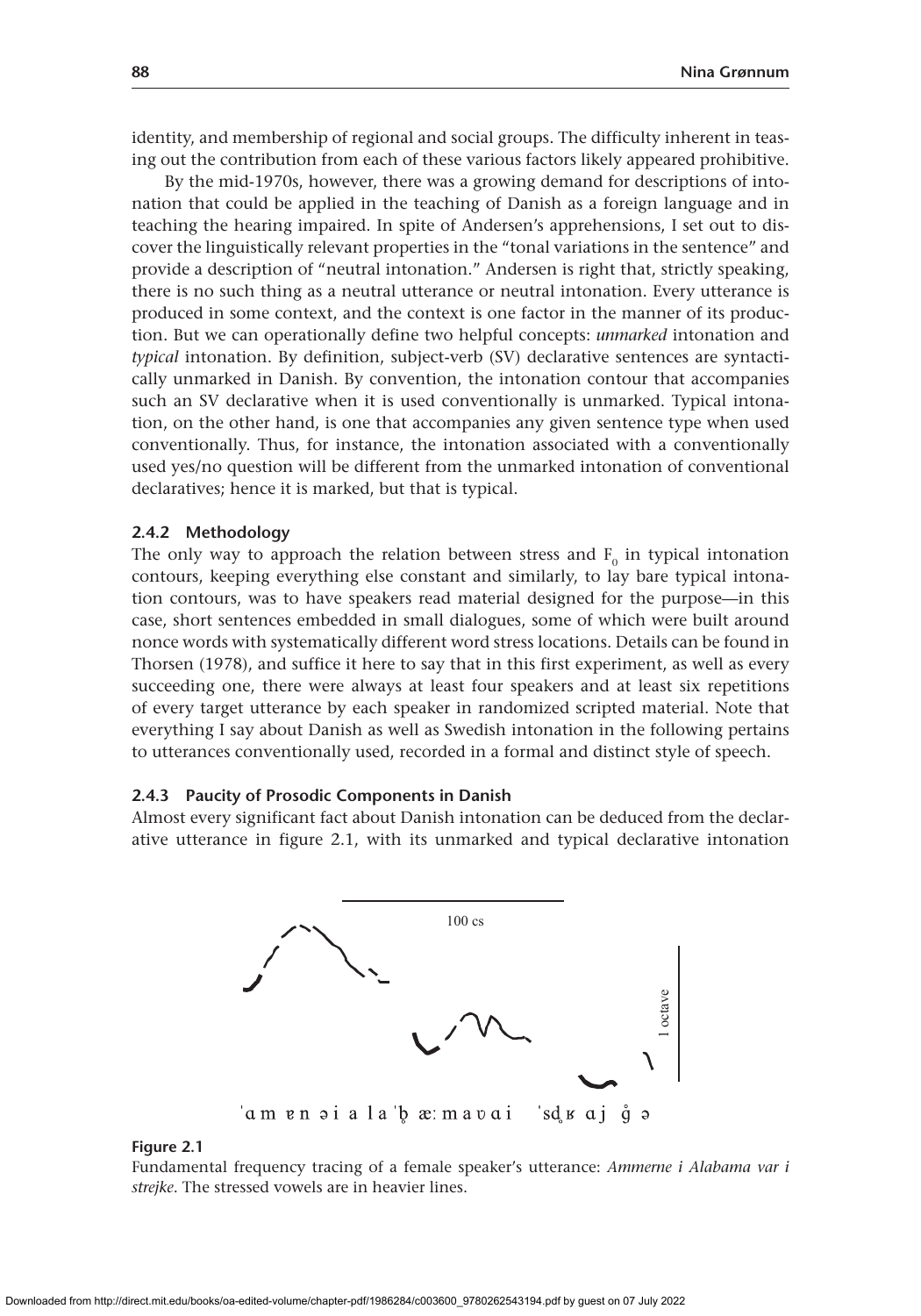identity, and membership of regional and social groups. The difficulty inherent in teasing out the contribution from each of these various factors likely appeared prohibitive.

By the mid-1970s, however, there was a growing demand for descriptions of intonation that could be applied in the teaching of Danish as a foreign language and in teaching the hearing impaired. In spite of Andersen's apprehensions, I set out to discover the linguistically relevant properties in the "tonal variations in the sentence" and provide a description of "neutral intonation." Andersen is right that, strictly speaking, there is no such thing as a neutral utterance or neutral intonation. Every utterance is produced in some context, and the context is one factor in the manner of its production. But we can operationally define two helpful concepts: *unmarked* intonation and *typical* intonation. By definition, subject-verb (SV) declarative sentences are syntactically unmarked in Danish. By convention, the intonation contour that accompanies such an SV declarative when it is used conventionally is unmarked. Typical intonation, on the other hand, is one that accompanies any given sentence type when used conventionally. Thus, for instance, the intonation associated with a conventionally used yes/no question will be different from the unmarked intonation of conventional declaratives; hence it is marked, but that is typical.

### 2.4.2 Methodology

The only way to approach the relation between stress and $F_0$ in typical intonation contours, keeping everything else constant and similarly, to lay bare typical intonation contours, was to have speakers read material designed for the purpose—in this case, short sentences embedded in small dialogues, some of which were built around nonce words with systematically different word stress locations. Details can be found in Thorsen (1978), and suffice it here to say that in this first experiment, as well as every succeeding one, there were always at least four speakers and at least six repetitions of every target utterance by each speaker in randomized scripted material. Note that everything I say about Danish as well as Swedish intonation in the following pertains to utterances conventionally used, recorded in a formal and distinct style of speech.

### 2.4.3 Paucity of Prosodic Components in Danish

Almost every significant fact about Danish intonation can be deduced from the declarative utterance in figure 2.1, with its unmarked and typical declarative intonation

ˈɑm ɐn əi a la ˈb̥ æː ma ʋ ɑ i ˈsd̥ ʁ ɑ j g̊ ə

**Figure 2.1**

Fundamental frequency tracing of a female speaker's utterance: *Ammerne i Alabama var i strejke*. The stressed vowels are in heavier lines.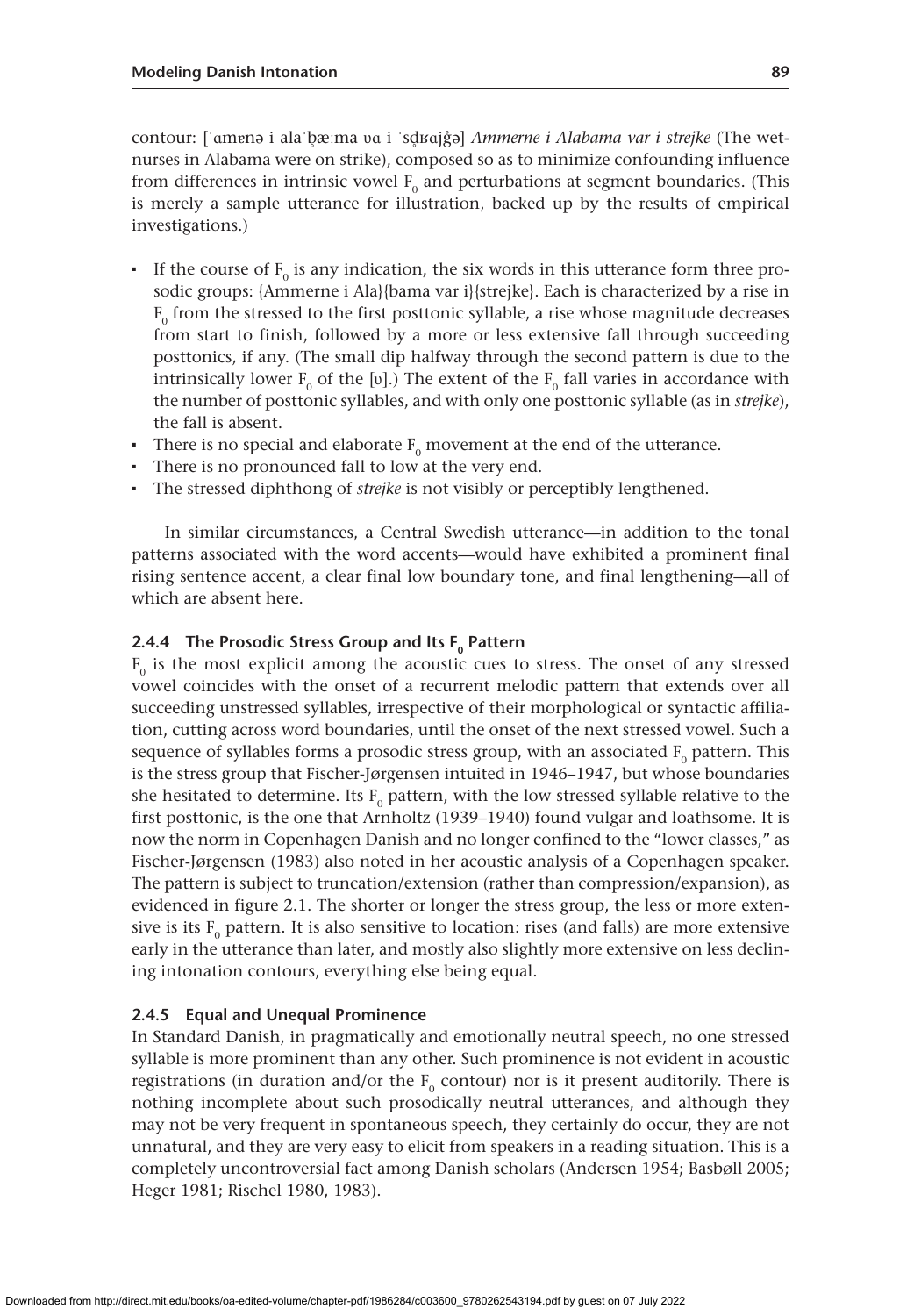contour: [ˈɑmɐnə i alaˈb̥æːma ʋɑ i ˈsd̥ʁɑjg̊ə] *Ammerne i Alabama var i strejke* (The wetnurses in Alabama were on strike), composed so as to minimize confounding influence from differences in intrinsic vowel $F_0$ and perturbations at segment boundaries. (This is merely a sample utterance for illustration, backed up by the results of empirical investigations.)

- If the course of $F_0$ is any indication, the six words in this utterance form three prosodic groups: {Ammerne i Ala}{bama var i}{strejke}. Each is characterized by a rise in $F_0$ from the stressed to the first posttonic syllable, a rise whose magnitude decreases from start to finish, followed by a more or less extensive fall through succeeding posttonics, if any. (The small dip halfway through the second pattern is due to the intrinsically lower $F_0$ of the [ʋ].) The extent of the $F_0$ fall varies in accordance with the number of posttonic syllables, and with only one posttonic syllable (as in *strejke*), the fall is absent.
- There is no special and elaborate $F_0$ movement at the end of the utterance.
- There is no pronounced fall to low at the very end.
- The stressed diphthong of *strejke* is not visibly or perceptibly lengthened.

In similar circumstances, a Central Swedish utterance—in addition to the tonal patterns associated with the word accents—would have exhibited a prominent final rising sentence accent, a clear final low boundary tone, and final lengthening—all of which are absent here.

### 2.4.4 The Prosodic Stress Group and Its $F_0$ Pattern

$F_0$ is the most explicit among the acoustic cues to stress. The onset of any stressed vowel coincides with the onset of a recurrent melodic pattern that extends over all succeeding unstressed syllables, irrespective of their morphological or syntactic affiliation, cutting across word boundaries, until the onset of the next stressed vowel. Such a sequence of syllables forms a prosodic stress group, with an associated $F_0$ pattern. This is the stress group that Fischer-Jørgensen intuited in 1946–1947, but whose boundaries she hesitated to determine. Its $F_0$ pattern, with the low stressed syllable relative to the first posttonic, is the one that Arnholtz (1939–1940) found vulgar and loathsome. It is now the norm in Copenhagen Danish and no longer confined to the "lower classes," as Fischer-Jørgensen (1983) also noted in her acoustic analysis of a Copenhagen speaker. The pattern is subject to truncation/extension (rather than compression/expansion), as evidenced in figure 2.1. The shorter or longer the stress group, the less or more extensive is its $F_0$ pattern. It is also sensitive to location: rises (and falls) are more extensive early in the utterance than later, and mostly also slightly more extensive on less declining intonation contours, everything else being equal.

### 2.4.5 Equal and Unequal Prominence

In Standard Danish, in pragmatically and emotionally neutral speech, no one stressed syllable is more prominent than any other. Such prominence is not evident in acoustic registrations (in duration and/or the $F_0$ contour) nor is it present auditorily. There is nothing incomplete about such prosodically neutral utterances, and although they may not be very frequent in spontaneous speech, they certainly do occur, they are not unnatural, and they are very easy to elicit from speakers in a reading situation. This is a completely uncontroversial fact among Danish scholars (Andersen 1954; Basbøll 2005; Heger 1981; Rischel 1980, 1983).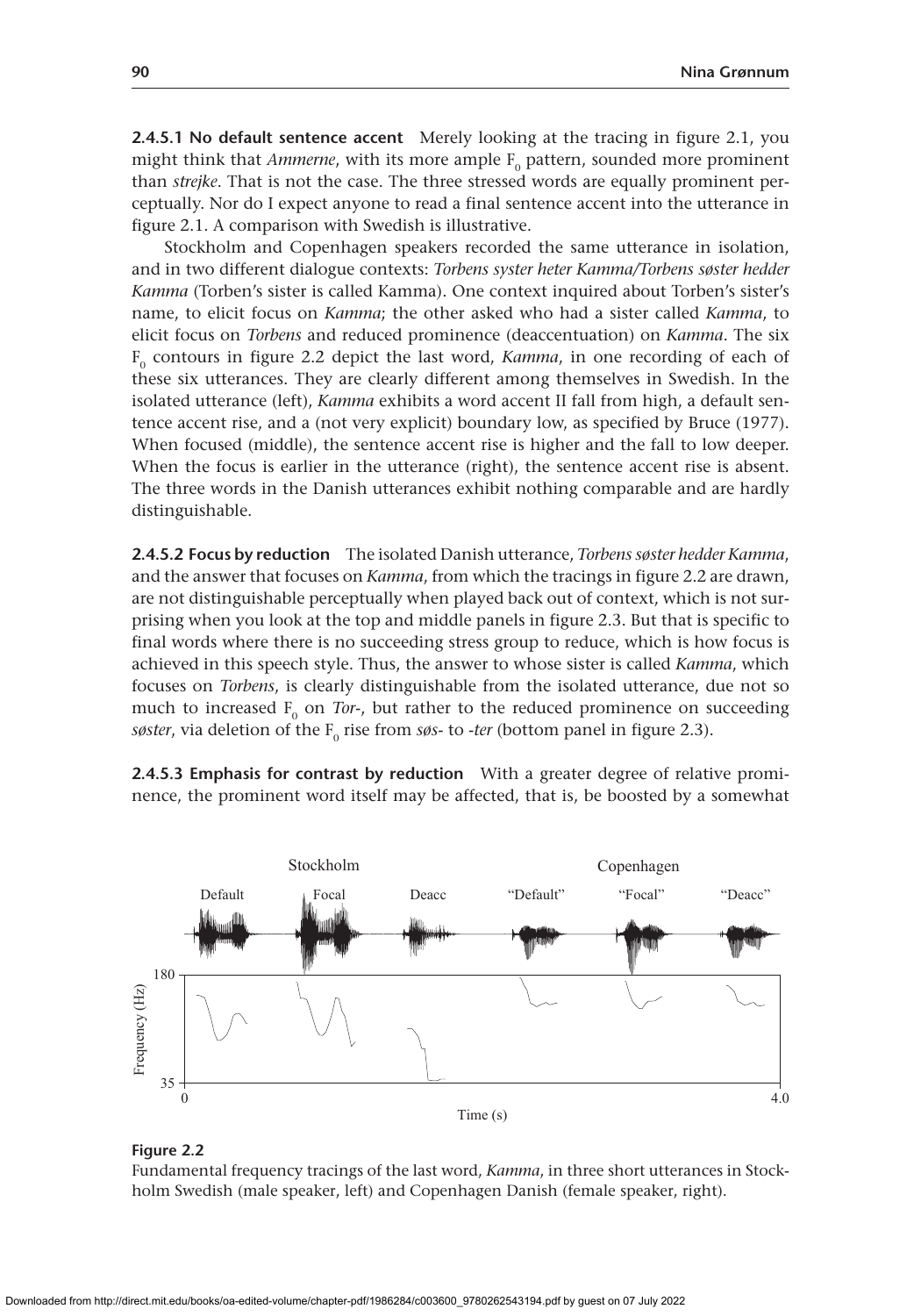**2.4.5.1 No default sentence accent** Merely looking at the tracing in figure 2.1, you might think that *Ammerne*, with its more ample $F_0$ pattern, sounded more prominent than *strejke*. That is not the case. The three stressed words are equally prominent perceptually. Nor do I expect anyone to read a final sentence accent into the utterance in figure 2.1. A comparison with Swedish is illustrative.

Stockholm and Copenhagen speakers recorded the same utterance in isolation, and in two different dialogue contexts: *Torbens syster heter Kamma/Torbens søster hedder Kamma* (Torben's sister is called Kamma). One context inquired about Torben's sister's name, to elicit focus on *Kamma*; the other asked who had a sister called *Kamma*, to elicit focus on *Torbens* and reduced prominence (deaccentuation) on *Kamma*. The six $F_0$ contours in figure 2.2 depict the last word, *Kamma*, in one recording of each of these six utterances. They are clearly different among themselves in Swedish. In the isolated utterance (left), *Kamma* exhibits a word accent II fall from high, a default sentence accent rise, and a (not very explicit) boundary low, as specified by Bruce (1977). When focused (middle), the sentence accent rise is higher and the fall to low deeper. When the focus is earlier in the utterance (right), the sentence accent rise is absent. The three words in the Danish utterances exhibit nothing comparable and are hardly distinguishable.

**2.4.5.2 Focus by reduction** The isolated Danish utterance, *Torbens søster hedder Kamma*, and the answer that focuses on *Kamma*, from which the tracings in figure 2.2 are drawn, are not distinguishable perceptually when played back out of context, which is not surprising when you look at the top and middle panels in figure 2.3. But that is specific to final words where there is no succeeding stress group to reduce, which is how focus is achieved in this speech style. Thus, the answer to whose sister is called *Kamma*, which focuses on *Torbens*, is clearly distinguishable from the isolated utterance, due not so much to increased $F_0$ on *Tor-*, but rather to the reduced prominence on succeeding *søster*, via deletion of the $F_0$ rise from *søs-* to *-ter* (bottom panel in figure 2.3).

**2.4.5.3 Emphasis for contrast by reduction** With a greater degree of relative prominence, the prominent word itself may be affected, that is, be boosted by a somewhat

**Figure 2.2**

Fundamental frequency tracings of the last word, *Kamma*, in three short utterances in Stockholm Swedish (male speaker, left) and Copenhagen Danish (female speaker, right).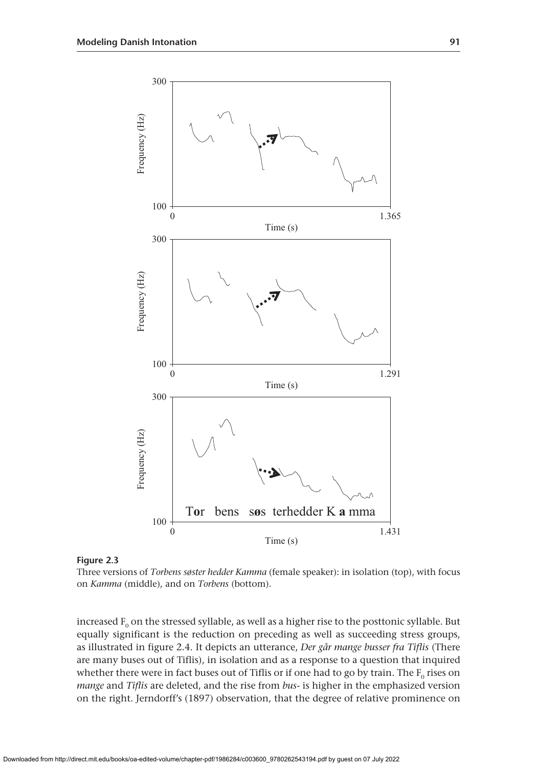**Figure 2.3**
Three versions of *Torbens søster hedder Kamma* (female speaker): in isolation (top), with focus on *Kamma* (middle), and on *Torbens* (bottom).

increased $F_0$ on the stressed syllable, as well as a higher rise to the posttonic syllable. But equally significant is the reduction on preceding as well as succeeding stress groups, as illustrated in figure 2.4. It depicts an utterance, *Der går mange busser fra Tiflis* (There are many buses out of Tiflis), in isolation and as a response to a question that inquired whether there were in fact buses out of Tiflis or if one had to go by train. The $F_0$ rises on *mange* and *Tiflis* are deleted, and the rise from *bus-* is higher in the emphasized version on the right. Jerndorff's (1897) observation, that the degree of relative prominence on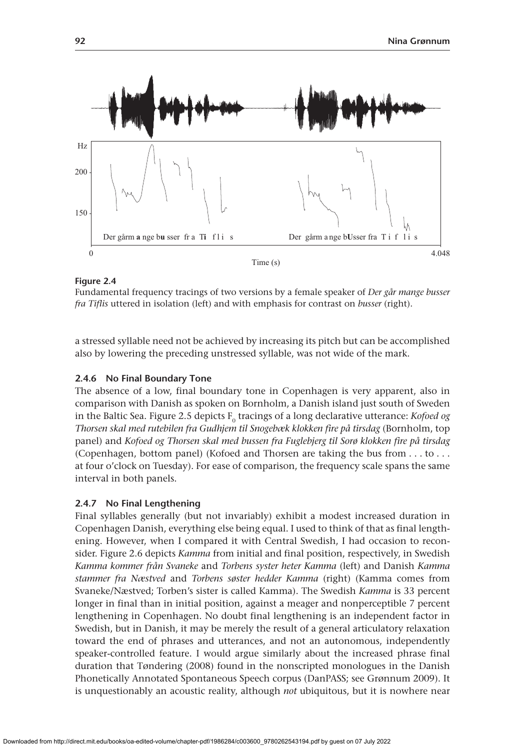**Figure 2.4**
Fundamental frequency tracings of two versions by a female speaker of *Der går mange busser fra Tiflis* uttered in isolation (left) and with emphasis for contrast on *busser* (right).

a stressed syllable need not be achieved by increasing its pitch but can be accomplished also by lowering the preceding unstressed syllable, was not wide of the mark.

### 2.4.6 No Final Boundary Tone

The absence of a low, final boundary tone in Copenhagen is very apparent, also in comparison with Danish as spoken on Bornholm, a Danish island just south of Sweden in the Baltic Sea. Figure 2.5 depicts $F_0$ tracings of a long declarative utterance: *Kofoed og Thorsen skal med rutebilen fra Gudhjem til Snogebæk klokken fire på tirsdag* (Bornholm, top panel) and *Kofoed og Thorsen skal med bussen fra Fuglebjerg til Sorø klokken fire på tirsdag* (Copenhagen, bottom panel) (Kofoed and Thorsen are taking the bus from . . . to . . . at four o'clock on Tuesday). For ease of comparison, the frequency scale spans the same interval in both panels.

### 2.4.7 No Final Lengthening

Final syllables generally (but not invariably) exhibit a modest increased duration in Copenhagen Danish, everything else being equal. I used to think of that as final lengthening. However, when I compared it with Central Swedish, I had occasion to reconsider. Figure 2.6 depicts *Kamma* from initial and final position, respectively, in Swedish *Kamma kommer från Svaneke* and *Torbens syster heter Kamma* (left) and Danish *Kamma stammer fra Næstved* and *Torbens søster hedder Kamma* (right) (Kamma comes from Svaneke/Næstved; Torben's sister is called Kamma). The Swedish *Kamma* is 33 percent longer in final than in initial position, against a meager and nonperceptible 7 percent lengthening in Copenhagen. No doubt final lengthening is an independent factor in Swedish, but in Danish, it may be merely the result of a general articulatory relaxation toward the end of phrases and utterances, and not an autonomous, independently speaker-controlled feature. I would argue similarly about the increased phrase final duration that Tøndering (2008) found in the nonscripted monologues in the Danish Phonetically Annotated Spontaneous Speech corpus (DanPASS; see Grønnum 2009). It is unquestionably an acoustic reality, although *not* ubiquitous, but it is nowhere near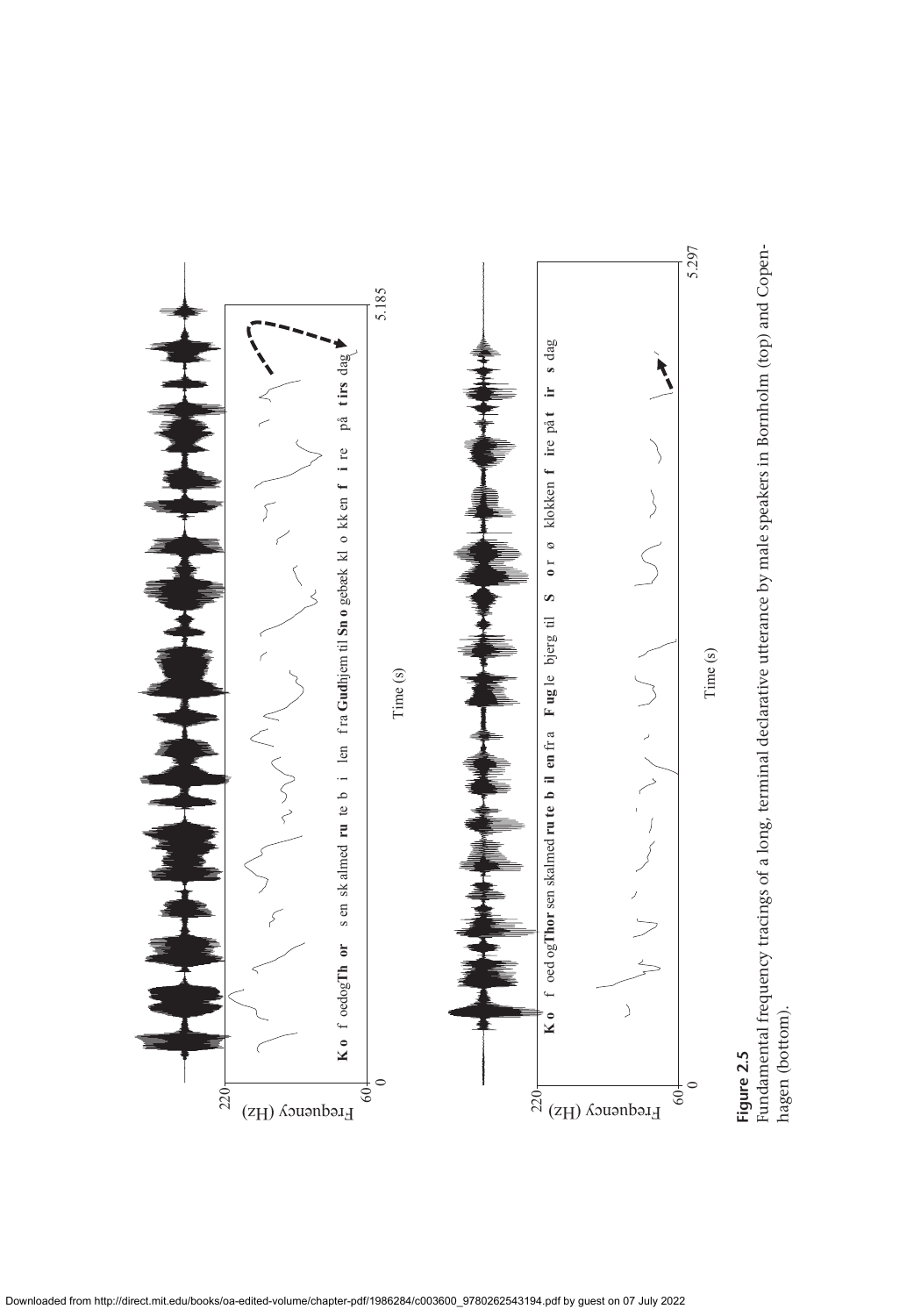**Figure 2.5**
Fundamental frequency tracings of a long, terminal declarative utterance by male speakers in Bornholm (top) and Copenhagen (bottom).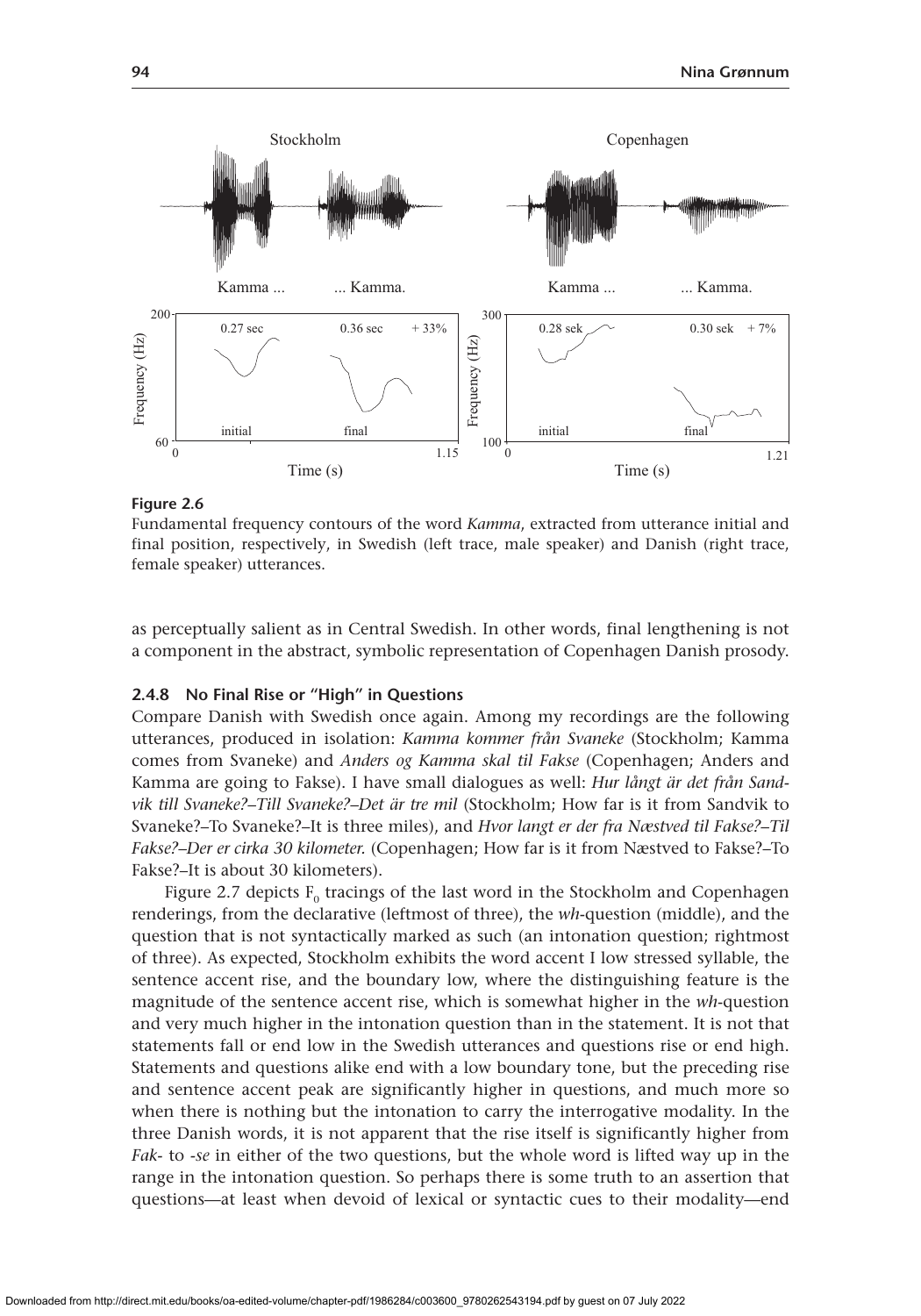Stockholm

Copenhagen

Kamma ... ... Kamma.

Kamma ... ... Kamma.

**Figure 2.6**

Fundamental frequency contours of the word *Kamma*, extracted from utterance initial and final position, respectively, in Swedish (left trace, male speaker) and Danish (right trace, female speaker) utterances.

as perceptually salient as in Central Swedish. In other words, final lengthening is not a component in the abstract, symbolic representation of Copenhagen Danish prosody.

### 2.4.8 No Final Rise or "High" in Questions

Compare Danish with Swedish once again. Among my recordings are the following utterances, produced in isolation: *Kamma kommer från Svaneke* (Stockholm; Kamma comes from Svaneke) and *Anders og Kamma skal til Fakse* (Copenhagen; Anders and Kamma are going to Fakse). I have small dialogues as well: *Hur långt är det från Sandvik till Svaneke?–Till Svaneke?–Det är tre mil* (Stockholm; How far is it from Sandvik to Svaneke?–To Svaneke?–It is three miles), and *Hvor langt er der fra Næstved til Fakse?–Til Fakse?–Der er cirka 30 kilometer.* (Copenhagen; How far is it from Næstved to Fakse?–To Fakse?–It is about 30 kilometers).

Figure 2.7 depicts $F_0$ tracings of the last word in the Stockholm and Copenhagen renderings, from the declarative (leftmost of three), the *wh*-question (middle), and the question that is not syntactically marked as such (an intonation question; rightmost of three). As expected, Stockholm exhibits the word accent I low stressed syllable, the sentence accent rise, and the boundary low, where the distinguishing feature is the magnitude of the sentence accent rise, which is somewhat higher in the *wh*-question and very much higher in the intonation question than in the statement. It is not that statements fall or end low in the Swedish utterances and questions rise or end high. Statements and questions alike end with a low boundary tone, but the preceding rise and sentence accent peak are significantly higher in questions, and much more so when there is nothing but the intonation to carry the interrogative modality. In the three Danish words, it is not apparent that the rise itself is significantly higher from *Fak-* to *-se* in either of the two questions, but the whole word is lifted way up in the range in the intonation question. So perhaps there is some truth to an assertion that questions—at least when devoid of lexical or syntactic cues to their modality—end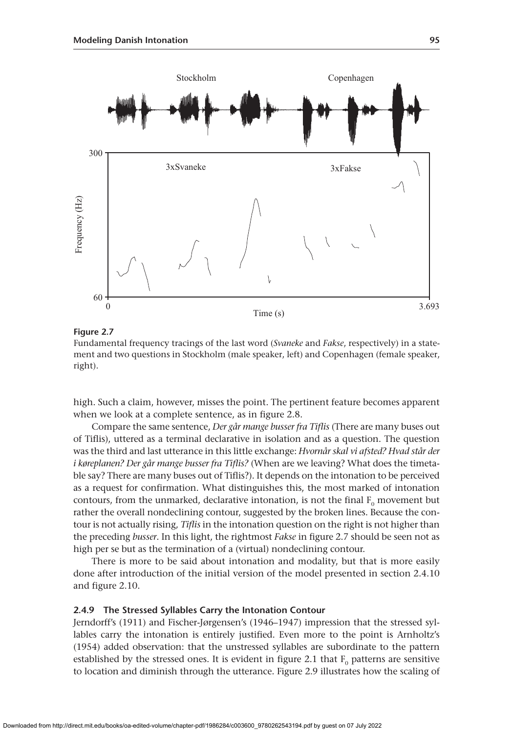**Figure 2.7**

Fundamental frequency tracings of the last word (*Svaneke* and *Fakse*, respectively) in a statement and two questions in Stockholm (male speaker, left) and Copenhagen (female speaker, right).

high. Such a claim, however, misses the point. The pertinent feature becomes apparent when we look at a complete sentence, as in figure 2.8.

Compare the same sentence, *Der går mange busser fra Tiflis* (There are many buses out of Tiflis), uttered as a terminal declarative in isolation and as a question. The question was the third and last utterance in this little exchange: *Hvornår skal vi afsted? Hvad står der i køreplanen? Der går mange busser fra Tiflis?* (When are we leaving? What does the timetable say? There are many buses out of Tiflis?). It depends on the intonation to be perceived as a request for confirmation. What distinguishes this, the most marked of intonation contours, from the unmarked, declarative intonation, is not the final $F_0$ movement but rather the overall nondeclining contour, suggested by the broken lines. Because the contour is not actually rising, *Tiflis* in the intonation question on the right is not higher than the preceding *busser*. In this light, the rightmost *Fakse* in figure 2.7 should be seen not as high per se but as the termination of a (virtual) nondeclining contour.

There is more to be said about intonation and modality, but that is more easily done after introduction of the initial version of the model presented in section 2.4.10 and figure 2.10.

### 2.4.9 The Stressed Syllables Carry the Intonation Contour

Jerndorff's (1911) and Fischer-Jørgensen's (1946–1947) impression that the stressed syllables carry the intonation is entirely justified. Even more to the point is Arnholtz's (1954) added observation: that the unstressed syllables are subordinate to the pattern established by the stressed ones. It is evident in figure 2.1 that $F_0$ patterns are sensitive to location and diminish through the utterance. Figure 2.9 illustrates how the scaling of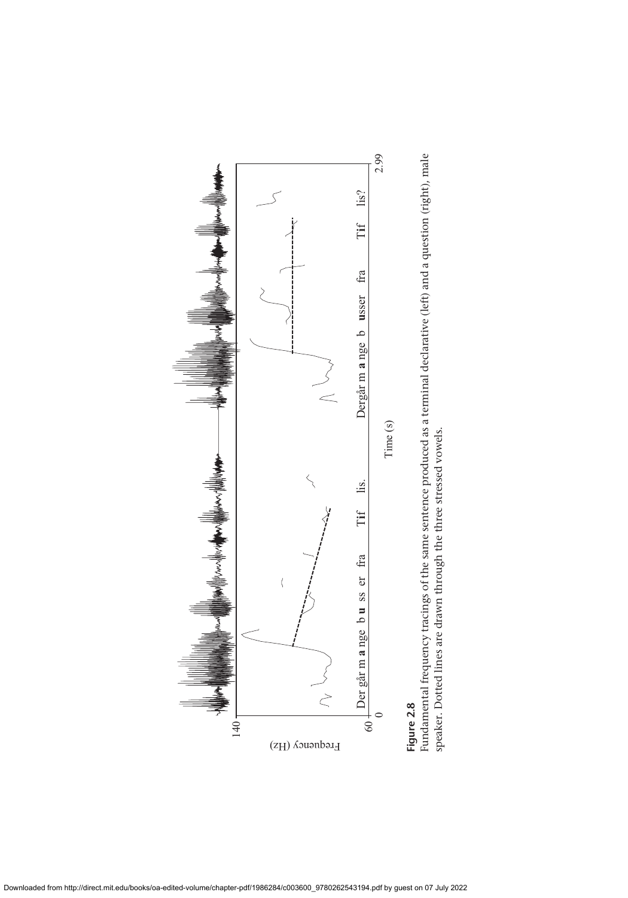**Figure 2.8**
Fundamental frequency tracings of the same sentence produced as a terminal declarative (left) and a question (right), male speaker. Dotted lines are drawn through the three stressed vowels.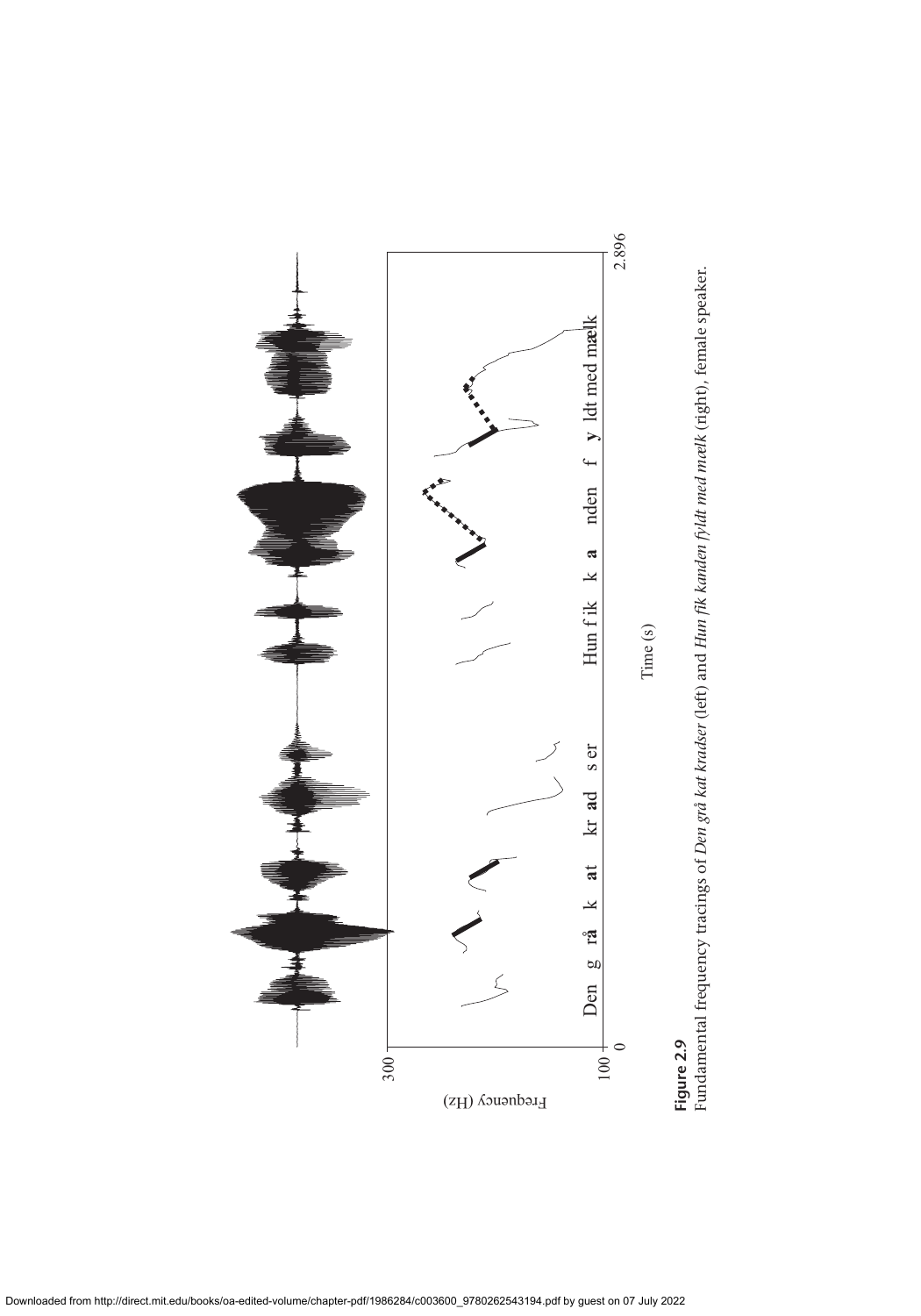**Figure 2.9**
Fundamental frequency tracings of *Den grå kat kradser* (left) and *Hun fik kanden fyldt med mælk* (right), female speaker.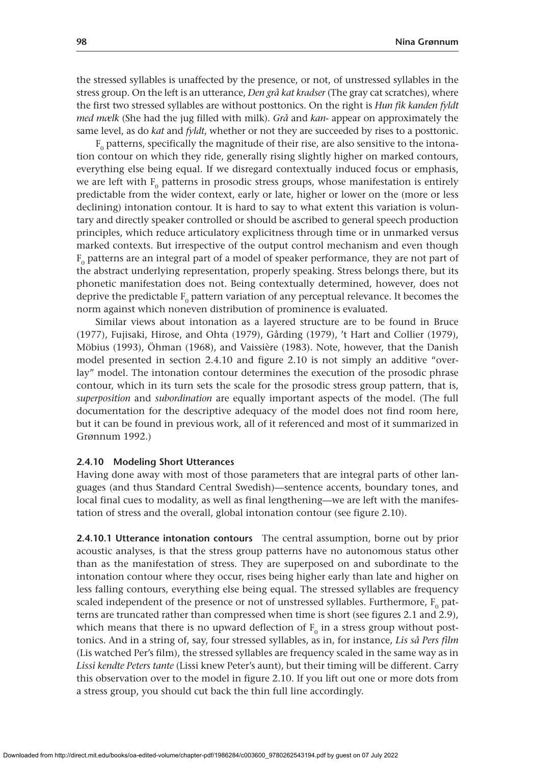the stressed syllables is unaffected by the presence, or not, of unstressed syllables in the stress group. On the left is an utterance, *Den grå kat kradser* (The gray cat scratches), where the first two stressed syllables are without posttonics. On the right is *Hun fik kanden fyldt med mælk* (She had the jug filled with milk). *Grå* and *kan-* appear on approximately the same level, as do *kat* and *fyldt*, whether or not they are succeeded by rises to a posttonic.

$F_0$ patterns, specifically the magnitude of their rise, are also sensitive to the intonation contour on which they ride, generally rising slightly higher on marked contours, everything else being equal. If we disregard contextually induced focus or emphasis, we are left with $F_0$ patterns in prosodic stress groups, whose manifestation is entirely predictable from the wider context, early or late, higher or lower on the (more or less declining) intonation contour. It is hard to say to what extent this variation is voluntary and directly speaker controlled or should be ascribed to general speech production principles, which reduce articulatory explicitness through time or in unmarked versus marked contexts. But irrespective of the output control mechanism and even though $F_0$ patterns are an integral part of a model of speaker performance, they are not part of the abstract underlying representation, properly speaking. Stress belongs there, but its phonetic manifestation does not. Being contextually determined, however, does not deprive the predictable $F_0$ pattern variation of any perceptual relevance. It becomes the norm against which noneven distribution of prominence is evaluated.

Similar views about intonation as a layered structure are to be found in Bruce (1977), Fujisaki, Hirose, and Ohta (1979), Gårding (1979), 't Hart and Collier (1979), Möbius (1993), Öhman (1968), and Vaissière (1983). Note, however, that the Danish model presented in section 2.4.10 and figure 2.10 is not simply an additive "overlay" model. The intonation contour determines the execution of the prosodic phrase contour, which in its turn sets the scale for the prosodic stress group pattern, that is, *superposition* and *subordination* are equally important aspects of the model. (The full documentation for the descriptive adequacy of the model does not find room here, but it can be found in previous work, all of it referenced and most of it summarized in Grønnum 1992.)

### 2.4.10 Modeling Short Utterances

Having done away with most of those parameters that are integral parts of other languages (and thus Standard Central Swedish)—sentence accents, boundary tones, and local final cues to modality, as well as final lengthening—we are left with the manifestation of stress and the overall, global intonation contour (see figure 2.10).

**2.4.10.1 Utterance intonation contours** The central assumption, borne out by prior acoustic analyses, is that the stress group patterns have no autonomous status other than as the manifestation of stress. They are superposed on and subordinate to the intonation contour where they occur, rises being higher early than late and higher on less falling contours, everything else being equal. The stressed syllables are frequency scaled independent of the presence or not of unstressed syllables. Furthermore, $F_0$ patterns are truncated rather than compressed when time is short (see figures 2.1 and 2.9), which means that there is no upward deflection of $F_0$ in a stress group without posttonics. And in a string of, say, four stressed syllables, as in, for instance, *Lis så Pers film* (Lis watched Per's film), the stressed syllables are frequency scaled in the same way as in *Lissi kendte Peters tante* (Lissi knew Peter's aunt), but their timing will be different. Carry this observation over to the model in figure 2.10. If you lift out one or more dots from a stress group, you should cut back the thin full line accordingly.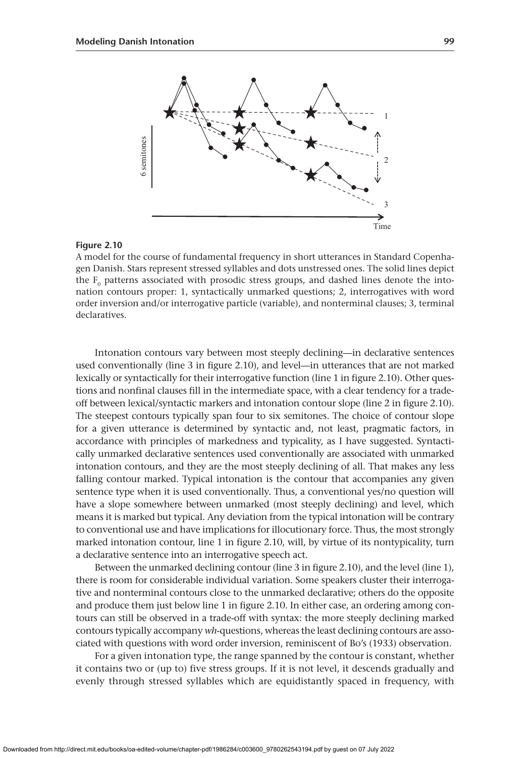**Figure 2.10**

A model for the course of fundamental frequency in short utterances in Standard Copenhagen Danish. Stars represent stressed syllables and dots unstressed ones. The solid lines depict the $F_0$ patterns associated with prosodic stress groups, and dashed lines denote the intonation contours proper: 1, syntactically unmarked questions; 2, interrogatives with word order inversion and/or interrogative particle (variable), and nonterminal clauses; 3, terminal declaratives.

Intonation contours vary between most steeply declining—in declarative sentences used conventionally (line 3 in figure 2.10), and level—in utterances that are not marked lexically or syntactically for their interrogative function (line 1 in figure 2.10). Other questions and nonfinal clauses fill in the intermediate space, with a clear tendency for a trade-off between lexical/syntactic markers and intonation contour slope (line 2 in figure 2.10). The steepest contours typically span four to six semitones. The choice of contour slope for a given utterance is determined by syntactic and, not least, pragmatic factors, in accordance with principles of markedness and typicality, as I have suggested. Syntactically unmarked declarative sentences used conventionally are associated with unmarked intonation contours, and they are the most steeply declining of all. That makes any less falling contour marked. Typical intonation is the contour that accompanies any given sentence type when it is used conventionally. Thus, a conventional yes/no question will have a slope somewhere between unmarked (most steeply declining) and level, which means it is marked but typical. Any deviation from the typical intonation will be contrary to conventional use and have implications for illocutionary force. Thus, the most strongly marked intonation contour, line 1 in figure 2.10, will, by virtue of its nontypicality, turn a declarative sentence into an interrogative speech act.

Between the unmarked declining contour (line 3 in figure 2.10), and the level (line 1), there is room for considerable individual variation. Some speakers cluster their interrogative and nonterminal contours close to the unmarked declarative; others do the opposite and produce them just below line 1 in figure 2.10. In either case, an ordering among contours can still be observed in a trade-off with syntax: the more steeply declining marked contours typically accompany *wh*-questions, whereas the least declining contours are associated with questions with word order inversion, reminiscent of Bo's (1933) observation.

For a given intonation type, the range spanned by the contour is constant, whether it contains two or (up to) five stress groups. If it is not level, it descends gradually and evenly through stressed syllables which are equidistantly spaced in frequency, with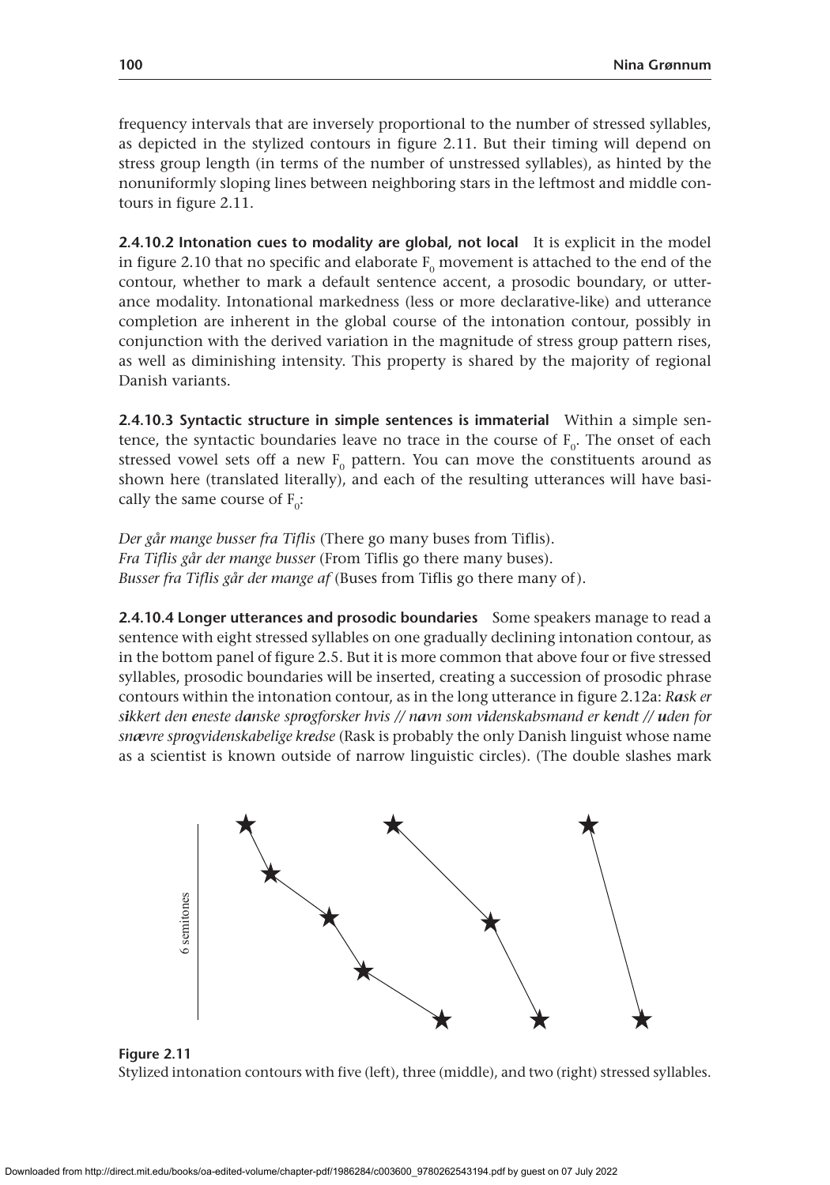frequency intervals that are inversely proportional to the number of stressed syllables, as depicted in the stylized contours in figure 2.11. But their timing will depend on stress group length (in terms of the number of unstressed syllables), as hinted by the nonuniformly sloping lines between neighboring stars in the leftmost and middle contours in figure 2.11.

**2.4.10.2 Intonation cues to modality are global, not local** It is explicit in the model in figure 2.10 that no specific and elaborate $F_0$ movement is attached to the end of the contour, whether to mark a default sentence accent, a prosodic boundary, or utterance modality. Intonational markedness (less or more declarative-like) and utterance completion are inherent in the global course of the intonation contour, possibly in conjunction with the derived variation in the magnitude of stress group pattern rises, as well as diminishing intensity. This property is shared by the majority of regional Danish variants.

**2.4.10.3 Syntactic structure in simple sentences is immaterial** Within a simple sentence, the syntactic boundaries leave no trace in the course of $F_0$. The onset of each stressed vowel sets off a new $F_0$ pattern. You can move the constituents around as shown here (translated literally), and each of the resulting utterances will have basically the same course of $F_0$:

*Der går mange busser fra Tiflis* (There go many buses from Tiflis).
*Fra Tiflis går der mange busser* (From Tiflis go there many buses).
*Busser fra Tiflis går der mange af* (Buses from Tiflis go there many of).

**2.4.10.4 Longer utterances and prosodic boundaries** Some speakers manage to read a sentence with eight stressed syllables on one gradually declining intonation contour, as in the bottom panel of figure 2.5. But it is more common that above four or five stressed syllables, prosodic boundaries will be inserted, creating a succession of prosodic phrase contours within the intonation contour, as in the long utterance in figure 2.12a: *R**a**sk er s**i**kkert den **e**neste d**a**nske spr**o**gforsker hvis // n**a**vn som v**i**denskabsmand er k**e**ndt // **u**den for sn**æ**vre spr**o**gvidenskabelige kr**e**dse* (Rask is probably the only Danish linguist whose name as a scientist is known outside of narrow linguistic circles). (The double slashes mark

6 semitones

**Figure 2.11**
Stylized intonation contours with five (left), three (middle), and two (right) stressed syllables.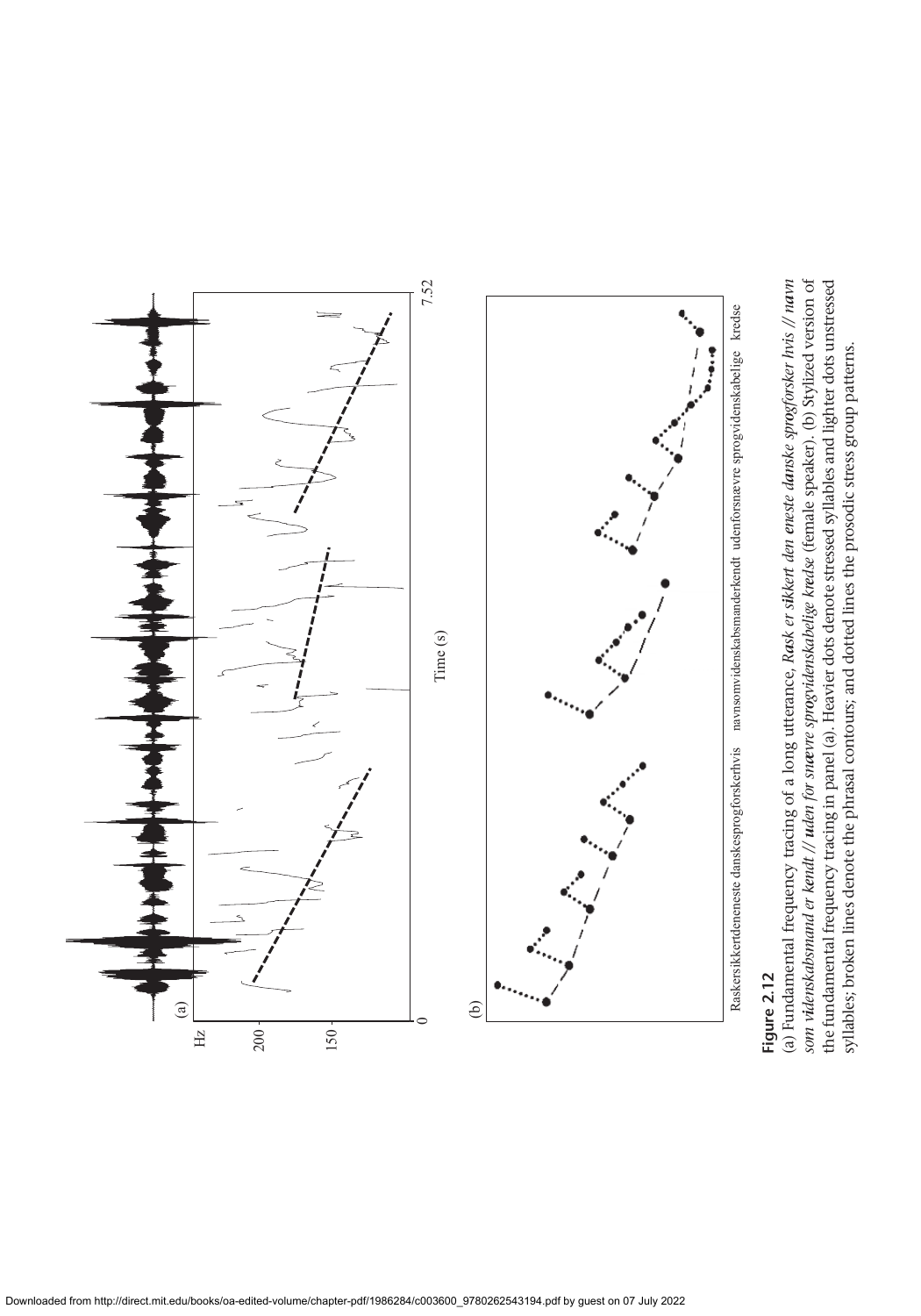**Figure 2.12**

(a) Fundamental frequency tracing of a long utterance, ***Ra**sk er **si**kkert den **e**neste **da**nske **sprog**forsker hvis // **navn** som **vi**denskabsmand er **kendt** // **u**den for **snæ**vre **sprog**videnskabelige **kred**se* (female speaker). (b) Stylized version of the fundamental frequency tracing in panel (a). Heavier dots denote stressed syllables and lighter dots unstressed syllables; broken lines denote the phrasal contours; and dotted lines the prosodic stress group patterns.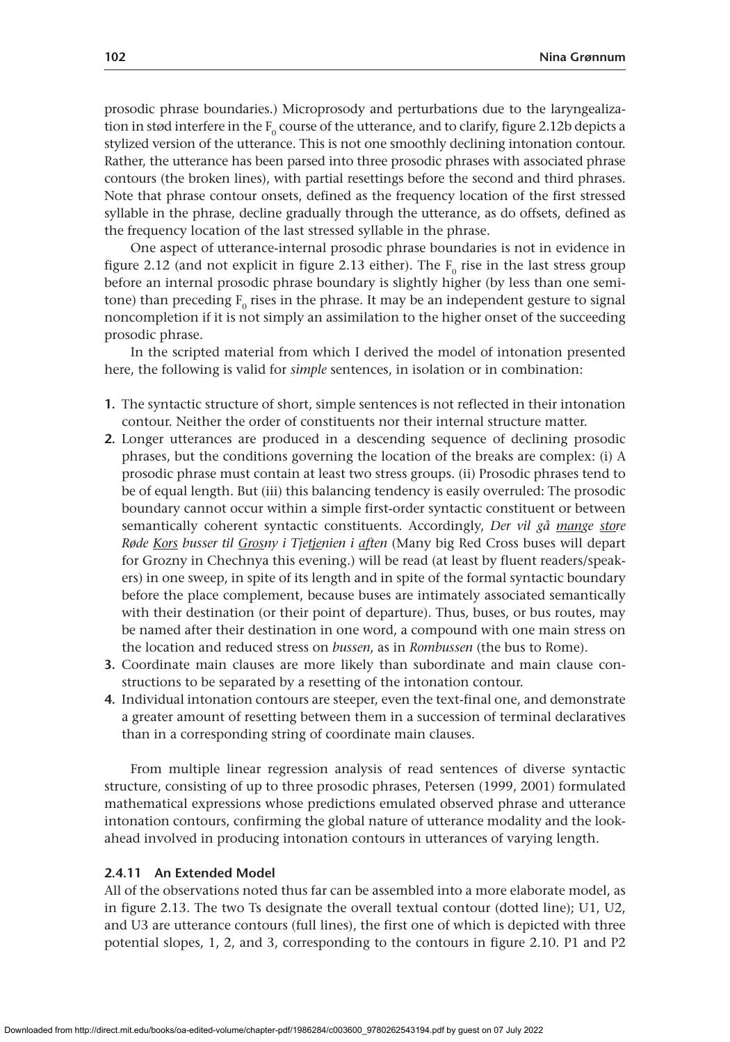prosodic phrase boundaries.) Microprosody and perturbations due to the laryngealization in stød interfere in the $F_0$ course of the utterance, and to clarify, figure 2.12b depicts a stylized version of the utterance. This is not one smoothly declining intonation contour. Rather, the utterance has been parsed into three prosodic phrases with associated phrase contours (the broken lines), with partial resettings before the second and third phrases. Note that phrase contour onsets, defined as the frequency location of the first stressed syllable in the phrase, decline gradually through the utterance, as do offsets, defined as the frequency location of the last stressed syllable in the phrase.

One aspect of utterance-internal prosodic phrase boundaries is not in evidence in figure 2.12 (and not explicit in figure 2.13 either). The $F_0$ rise in the last stress group before an internal prosodic phrase boundary is slightly higher (by less than one semitone) than preceding $F_0$ rises in the phrase. It may be an independent gesture to signal noncompletion if it is not simply an assimilation to the higher onset of the succeeding prosodic phrase.

In the scripted material from which I derived the model of intonation presented here, the following is valid for *simple* sentences, in isolation or in combination:

1. The syntactic structure of short, simple sentences is not reflected in their intonation contour. Neither the order of constituents nor their internal structure matter.
2. Longer utterances are produced in a descending sequence of declining prosodic phrases, but the conditions governing the location of the breaks are complex: (i) A prosodic phrase must contain at least two stress groups. (ii) Prosodic phrases tend to be of equal length. But (iii) this balancing tendency is easily overruled: The prosodic boundary cannot occur within a simple first-order syntactic constituent or between semantically coherent syntactic constituents. Accordingly, *Der vil gå <u>mange</u> <u>sto</u>re Røde <u>Kors</u> busser til <u>Gros</u>ny i Tje<u>tje</u>nien i <u>af</u>ten* (Many big Red Cross buses will depart for Grozny in Chechnya this evening.) will be read (at least by fluent readers/speakers) in one sweep, in spite of its length and in spite of the formal syntactic boundary before the place complement, because buses are intimately associated semantically with their destination (or their point of departure). Thus, buses, or bus routes, may be named after their destination in one word, a compound with one main stress on the location and reduced stress on *bussen*, as in *Rombussen* (the bus to Rome).
3. Coordinate main clauses are more likely than subordinate and main clause constructions to be separated by a resetting of the intonation contour.
4. Individual intonation contours are steeper, even the text-final one, and demonstrate a greater amount of resetting between them in a succession of terminal declaratives than in a corresponding string of coordinate main clauses.

From multiple linear regression analysis of read sentences of diverse syntactic structure, consisting of up to three prosodic phrases, Petersen (1999, 2001) formulated mathematical expressions whose predictions emulated observed phrase and utterance intonation contours, confirming the global nature of utterance modality and the look-ahead involved in producing intonation contours in utterances of varying length.

### 2.4.11 An Extended Model

All of the observations noted thus far can be assembled into a more elaborate model, as in figure 2.13. The two Ts designate the overall textual contour (dotted line); U1, U2, and U3 are utterance contours (full lines), the first one of which is depicted with three potential slopes, 1, 2, and 3, corresponding to the contours in figure 2.10. P1 and P2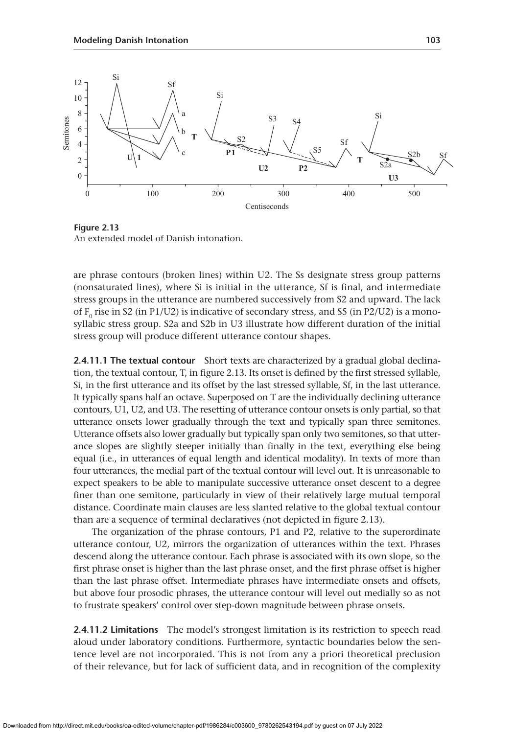**Figure 2.13**
An extended model of Danish intonation.

are phrase contours (broken lines) within U2. The Ss designate stress group patterns (nonsaturated lines), where Si is initial in the utterance, Sf is final, and intermediate stress groups in the utterance are numbered successively from S2 and upward. The lack of $F_0$ rise in S2 (in P1/U2) is indicative of secondary stress, and S5 (in P2/U2) is a monosyllabic stress group. S2a and S2b in U3 illustrate how different duration of the initial stress group will produce different utterance contour shapes.

**2.4.11.1 The textual contour** Short texts are characterized by a gradual global declination, the textual contour, T, in figure 2.13. Its onset is defined by the first stressed syllable, Si, in the first utterance and its offset by the last stressed syllable, Sf, in the last utterance. It typically spans half an octave. Superposed on T are the individually declining utterance contours, U1, U2, and U3. The resetting of utterance contour onsets is only partial, so that utterance onsets lower gradually through the text and typically span three semitones. Utterance offsets also lower gradually but typically span only two semitones, so that utterance slopes are slightly steeper initially than finally in the text, everything else being equal (i.e., in utterances of equal length and identical modality). In texts of more than four utterances, the medial part of the textual contour will level out. It is unreasonable to expect speakers to be able to manipulate successive utterance onset descent to a degree finer than one semitone, particularly in view of their relatively large mutual temporal distance. Coordinate main clauses are less slanted relative to the global textual contour than are a sequence of terminal declaratives (not depicted in figure 2.13).

The organization of the phrase contours, P1 and P2, relative to the superordinate utterance contour, U2, mirrors the organization of utterances within the text. Phrases descend along the utterance contour. Each phrase is associated with its own slope, so the first phrase onset is higher than the last phrase onset, and the first phrase offset is higher than the last phrase offset. Intermediate phrases have intermediate onsets and offsets, but above four prosodic phrases, the utterance contour will level out medially so as not to frustrate speakers' control over step-down magnitude between phrase onsets.

**2.4.11.2 Limitations** The model's strongest limitation is its restriction to speech read aloud under laboratory conditions. Furthermore, syntactic boundaries below the sentence level are not incorporated. This is not from any a priori theoretical preclusion of their relevance, but for lack of sufficient data, and in recognition of the complexity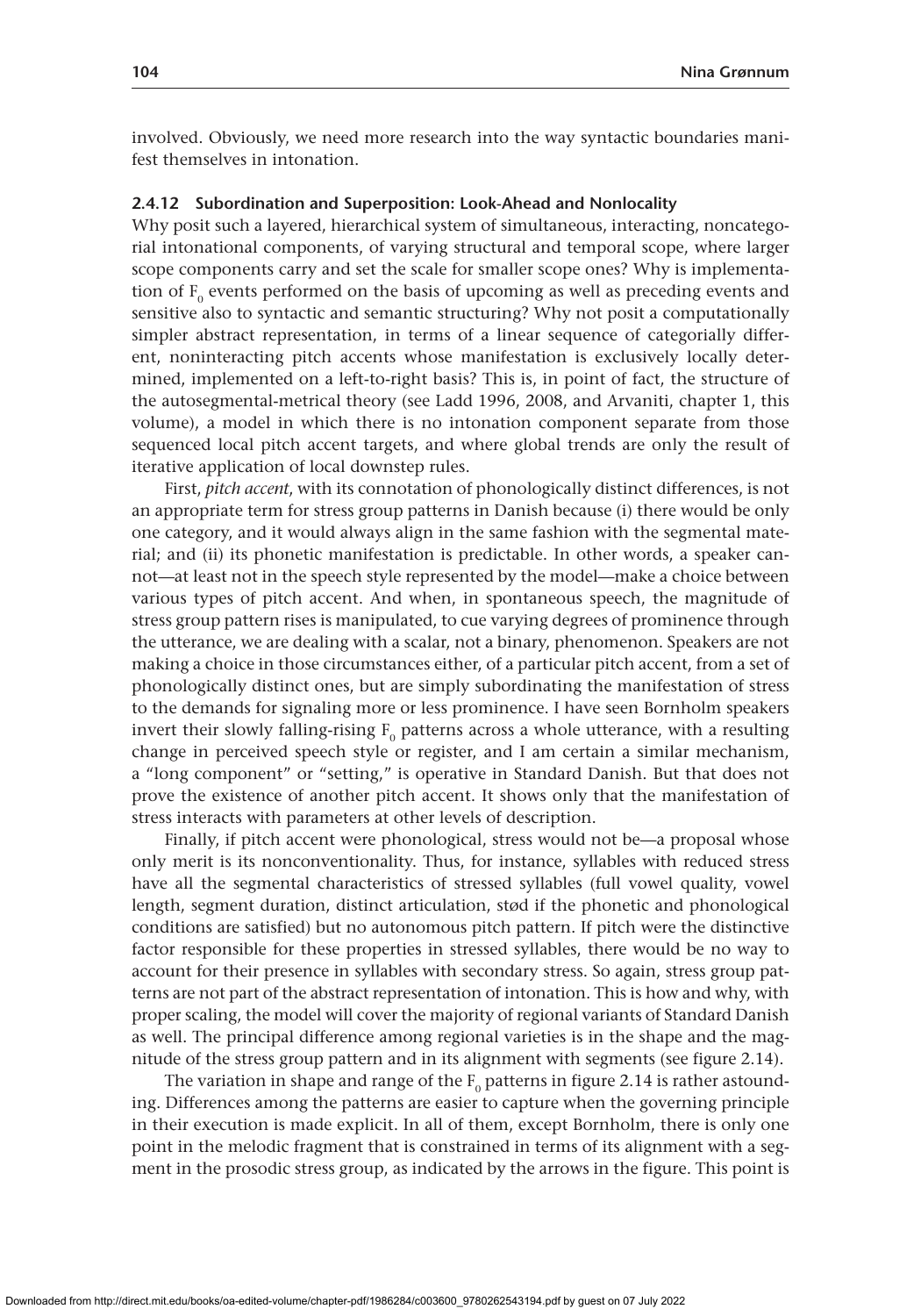involved. Obviously, we need more research into the way syntactic boundaries manifest themselves in intonation.

### 2.4.12 Subordination and Superposition: Look-Ahead and Nonlocality

Why posit such a layered, hierarchical system of simultaneous, interacting, noncategorial intonational components, of varying structural and temporal scope, where larger scope components carry and set the scale for smaller scope ones? Why is implementation of $F_0$ events performed on the basis of upcoming as well as preceding events and sensitive also to syntactic and semantic structuring? Why not posit a computationally simpler abstract representation, in terms of a linear sequence of categorially different, noninteracting pitch accents whose manifestation is exclusively locally determined, implemented on a left-to-right basis? This is, in point of fact, the structure of the autosegmental-metrical theory (see Ladd 1996, 2008, and Arvaniti, chapter 1, this volume), a model in which there is no intonation component separate from those sequenced local pitch accent targets, and where global trends are only the result of iterative application of local downstep rules.

First, *pitch accent*, with its connotation of phonologically distinct differences, is not an appropriate term for stress group patterns in Danish because (i) there would be only one category, and it would always align in the same fashion with the segmental material; and (ii) its phonetic manifestation is predictable. In other words, a speaker cannot—at least not in the speech style represented by the model—make a choice between various types of pitch accent. And when, in spontaneous speech, the magnitude of stress group pattern rises is manipulated, to cue varying degrees of prominence through the utterance, we are dealing with a scalar, not a binary, phenomenon. Speakers are not making a choice in those circumstances either, of a particular pitch accent, from a set of phonologically distinct ones, but are simply subordinating the manifestation of stress to the demands for signaling more or less prominence. I have seen Bornholm speakers invert their slowly falling-rising $F_0$ patterns across a whole utterance, with a resulting change in perceived speech style or register, and I am certain a similar mechanism, a "long component" or "setting," is operative in Standard Danish. But that does not prove the existence of another pitch accent. It shows only that the manifestation of stress interacts with parameters at other levels of description.

Finally, if pitch accent were phonological, stress would not be—a proposal whose only merit is its nonconventionality. Thus, for instance, syllables with reduced stress have all the segmental characteristics of stressed syllables (full vowel quality, vowel length, segment duration, distinct articulation, stød if the phonetic and phonological conditions are satisfied) but no autonomous pitch pattern. If pitch were the distinctive factor responsible for these properties in stressed syllables, there would be no way to account for their presence in syllables with secondary stress. So again, stress group patterns are not part of the abstract representation of intonation. This is how and why, with proper scaling, the model will cover the majority of regional variants of Standard Danish as well. The principal difference among regional varieties is in the shape and the magnitude of the stress group pattern and in its alignment with segments (see figure 2.14).

The variation in shape and range of the $F_0$ patterns in figure 2.14 is rather astounding. Differences among the patterns are easier to capture when the governing principle in their execution is made explicit. In all of them, except Bornholm, there is only one point in the melodic fragment that is constrained in terms of its alignment with a segment in the prosodic stress group, as indicated by the arrows in the figure. This point is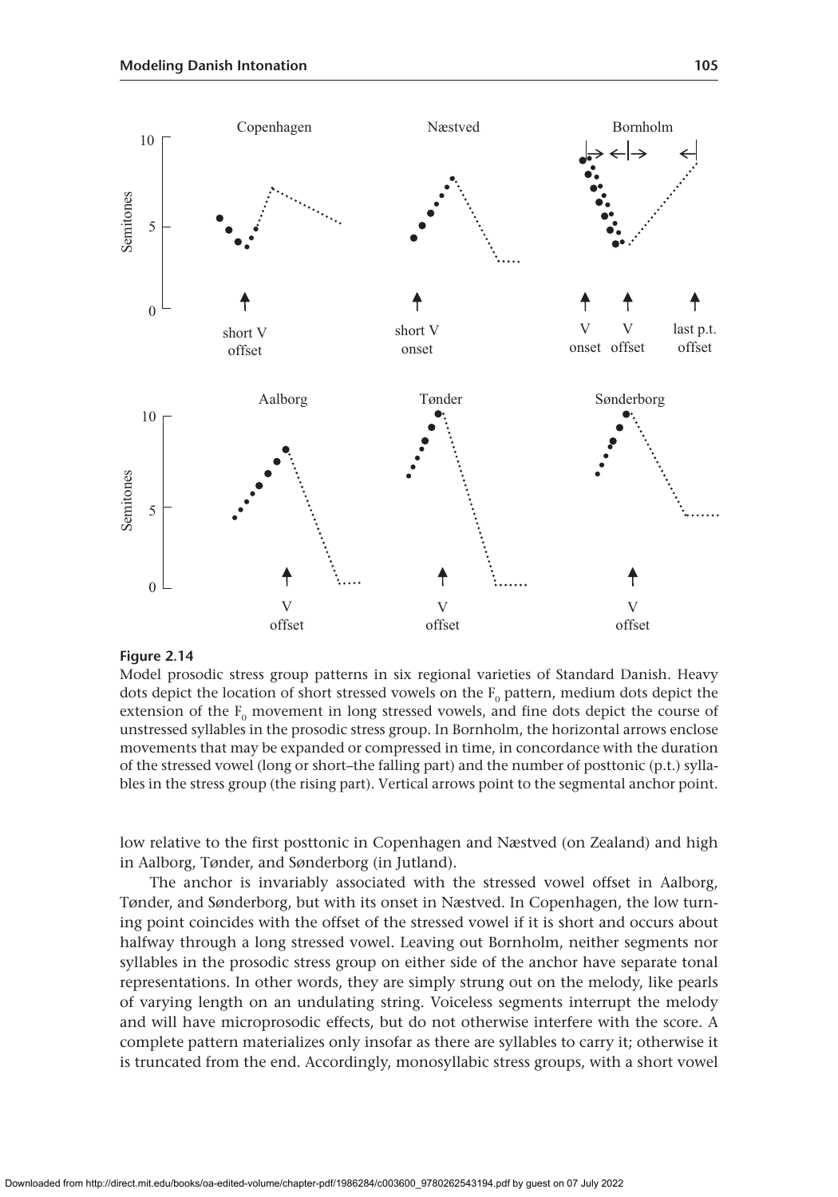**Figure 2.14**

Model prosodic stress group patterns in six regional varieties of Standard Danish. Heavy dots depict the location of short stressed vowels on the $F_0$ pattern, medium dots depict the extension of the $F_0$ movement in long stressed vowels, and fine dots depict the course of unstressed syllables in the prosodic stress group. In Bornholm, the horizontal arrows enclose movements that may be expanded or compressed in time, in concordance with the duration of the stressed vowel (long or short–the falling part) and the number of posttonic (p.t.) syllables in the stress group (the rising part). Vertical arrows point to the segmental anchor point.

low relative to the first posttonic in Copenhagen and Næstved (on Zealand) and high in Aalborg, Tønder, and Sønderborg (in Jutland).

The anchor is invariably associated with the stressed vowel offset in Aalborg, Tønder, and Sønderborg, but with its onset in Næstved. In Copenhagen, the low turning point coincides with the offset of the stressed vowel if it is short and occurs about halfway through a long stressed vowel. Leaving out Bornholm, neither segments nor syllables in the prosodic stress group on either side of the anchor have separate tonal representations. In other words, they are simply strung out on the melody, like pearls of varying length on an undulating string. Voiceless segments interrupt the melody and will have microprosodic effects, but do not otherwise interfere with the score. A complete pattern materializes only insofar as there are syllables to carry it; otherwise it is truncated from the end. Accordingly, monosyllabic stress groups, with a short vowel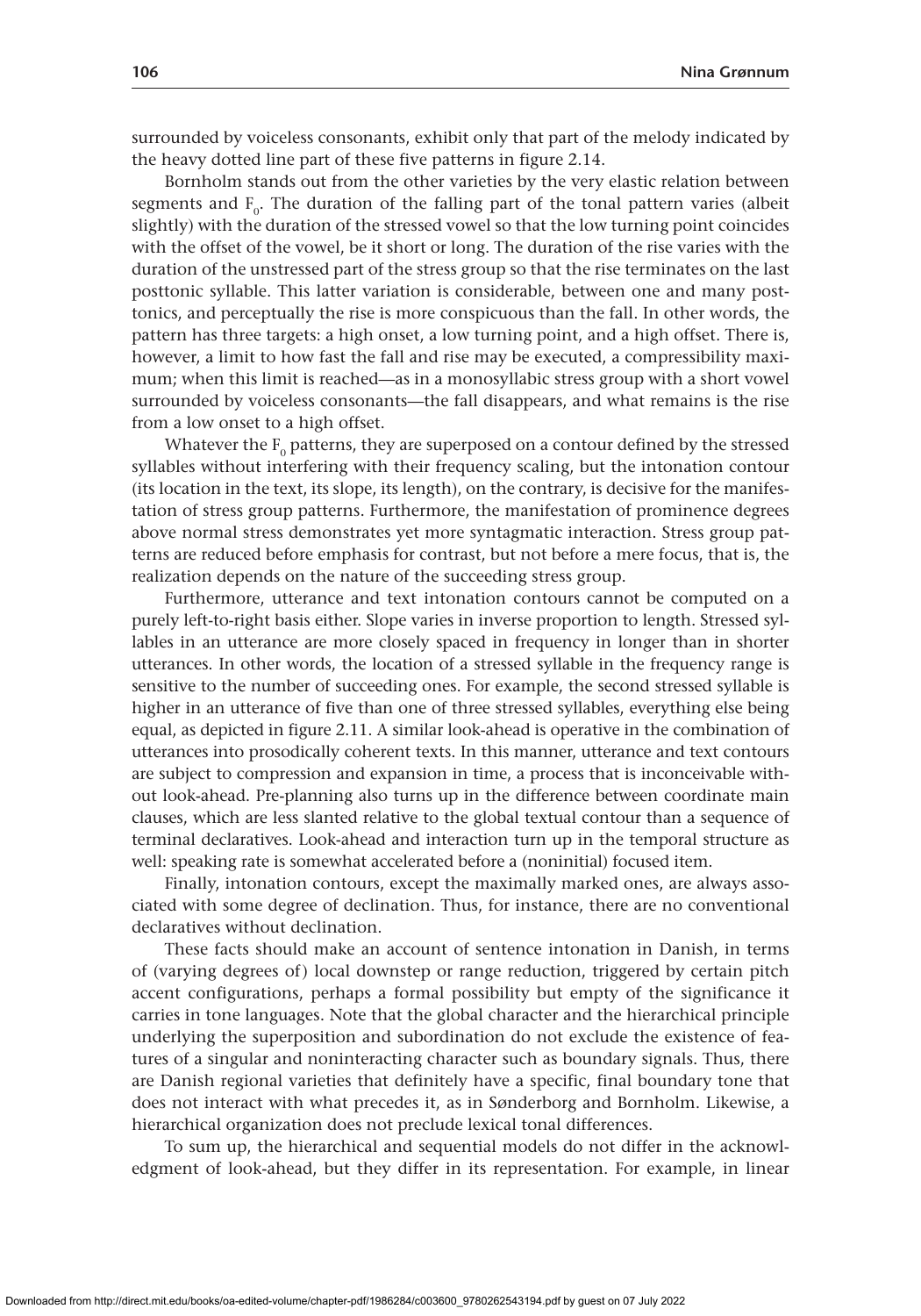surrounded by voiceless consonants, exhibit only that part of the melody indicated by the heavy dotted line part of these five patterns in figure 2.14.

Bornholm stands out from the other varieties by the very elastic relation between segments and $F_0$. The duration of the falling part of the tonal pattern varies (albeit slightly) with the duration of the stressed vowel so that the low turning point coincides with the offset of the vowel, be it short or long. The duration of the rise varies with the duration of the unstressed part of the stress group so that the rise terminates on the last posttonic syllable. This latter variation is considerable, between one and many posttonics, and perceptually the rise is more conspicuous than the fall. In other words, the pattern has three targets: a high onset, a low turning point, and a high offset. There is, however, a limit to how fast the fall and rise may be executed, a compressibility maximum; when this limit is reached—as in a monosyllabic stress group with a short vowel surrounded by voiceless consonants—the fall disappears, and what remains is the rise from a low onset to a high offset.

Whatever the $F_0$ patterns, they are superposed on a contour defined by the stressed syllables without interfering with their frequency scaling, but the intonation contour (its location in the text, its slope, its length), on the contrary, is decisive for the manifestation of stress group patterns. Furthermore, the manifestation of prominence degrees above normal stress demonstrates yet more syntagmatic interaction. Stress group patterns are reduced before emphasis for contrast, but not before a mere focus, that is, the realization depends on the nature of the succeeding stress group.

Furthermore, utterance and text intonation contours cannot be computed on a purely left-to-right basis either. Slope varies in inverse proportion to length. Stressed syllables in an utterance are more closely spaced in frequency in longer than in shorter utterances. In other words, the location of a stressed syllable in the frequency range is sensitive to the number of succeeding ones. For example, the second stressed syllable is higher in an utterance of five than one of three stressed syllables, everything else being equal, as depicted in figure 2.11. A similar look-ahead is operative in the combination of utterances into prosodically coherent texts. In this manner, utterance and text contours are subject to compression and expansion in time, a process that is inconceivable without look-ahead. Pre-planning also turns up in the difference between coordinate main clauses, which are less slanted relative to the global textual contour than a sequence of terminal declaratives. Look-ahead and interaction turn up in the temporal structure as well: speaking rate is somewhat accelerated before a (noninitial) focused item.

Finally, intonation contours, except the maximally marked ones, are always associated with some degree of declination. Thus, for instance, there are no conventional declaratives without declination.

These facts should make an account of sentence intonation in Danish, in terms of (varying degrees of) local downstep or range reduction, triggered by certain pitch accent configurations, perhaps a formal possibility but empty of the significance it carries in tone languages. Note that the global character and the hierarchical principle underlying the superposition and subordination do not exclude the existence of features of a singular and noninteracting character such as boundary signals. Thus, there are Danish regional varieties that definitely have a specific, final boundary tone that does not interact with what precedes it, as in Sønderborg and Bornholm. Likewise, a hierarchical organization does not preclude lexical tonal differences.

To sum up, the hierarchical and sequential models do not differ in the acknowledgment of look-ahead, but they differ in its representation. For example, in linear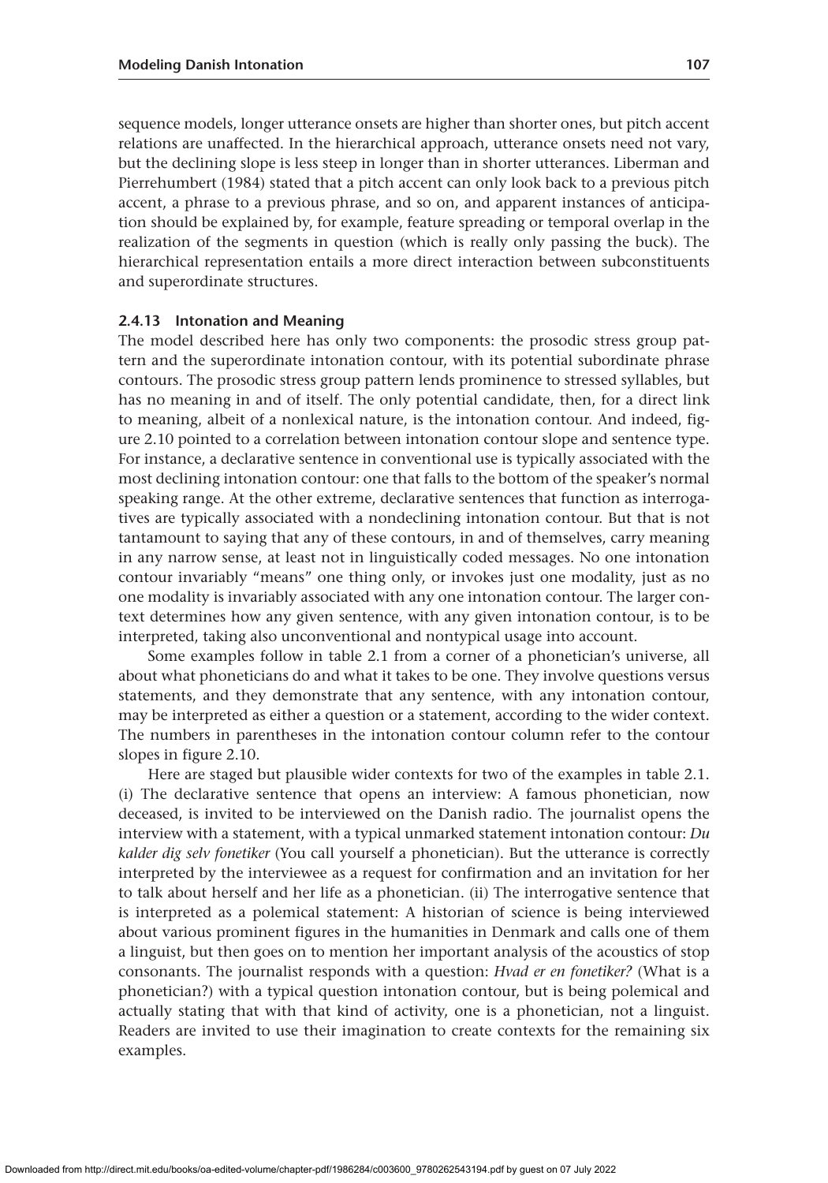sequence models, longer utterance onsets are higher than shorter ones, but pitch accent relations are unaffected. In the hierarchical approach, utterance onsets need not vary, but the declining slope is less steep in longer than in shorter utterances. Liberman and Pierrehumbert (1984) stated that a pitch accent can only look back to a previous pitch accent, a phrase to a previous phrase, and so on, and apparent instances of anticipation should be explained by, for example, feature spreading or temporal overlap in the realization of the segments in question (which is really only passing the buck). The hierarchical representation entails a more direct interaction between subconstituents and superordinate structures.

### 2.4.13 Intonation and Meaning

The model described here has only two components: the prosodic stress group pattern and the superordinate intonation contour, with its potential subordinate phrase contours. The prosodic stress group pattern lends prominence to stressed syllables, but has no meaning in and of itself. The only potential candidate, then, for a direct link to meaning, albeit of a nonlexical nature, is the intonation contour. And indeed, figure 2.10 pointed to a correlation between intonation contour slope and sentence type. For instance, a declarative sentence in conventional use is typically associated with the most declining intonation contour: one that falls to the bottom of the speaker's normal speaking range. At the other extreme, declarative sentences that function as interrogatives are typically associated with a nondeclining intonation contour. But that is not tantamount to saying that any of these contours, in and of themselves, carry meaning in any narrow sense, at least not in linguistically coded messages. No one intonation contour invariably "means" one thing only, or invokes just one modality, just as no one modality is invariably associated with any one intonation contour. The larger context determines how any given sentence, with any given intonation contour, is to be interpreted, taking also unconventional and nontypical usage into account.

Some examples follow in table 2.1 from a corner of a phonetician's universe, all about what phoneticians do and what it takes to be one. They involve questions versus statements, and they demonstrate that any sentence, with any intonation contour, may be interpreted as either a question or a statement, according to the wider context. The numbers in parentheses in the intonation contour column refer to the contour slopes in figure 2.10.

Here are staged but plausible wider contexts for two of the examples in table 2.1. (i) The declarative sentence that opens an interview: A famous phonetician, now deceased, is invited to be interviewed on the Danish radio. The journalist opens the interview with a statement, with a typical unmarked statement intonation contour: *Du kalder dig selv fonetiker* (You call yourself a phonetician). But the utterance is correctly interpreted by the interviewee as a request for confirmation and an invitation for her to talk about herself and her life as a phonetician. (ii) The interrogative sentence that is interpreted as a polemical statement: A historian of science is being interviewed about various prominent figures in the humanities in Denmark and calls one of them a linguist, but then goes on to mention her important analysis of the acoustics of stop consonants. The journalist responds with a question: *Hvad er en fonetiker?* (What is a phonetician?) with a typical question intonation contour, but is being polemical and actually stating that with that kind of activity, one is a phonetician, not a linguist. Readers are invited to use their imagination to create contexts for the remaining six examples.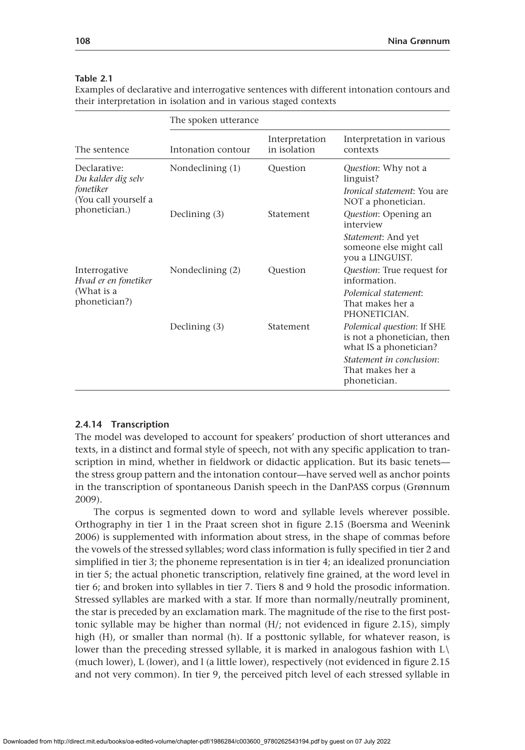**Table 2.1**
Examples of declarative and interrogative sentences with different intonation contours and their interpretation in isolation and in various staged contexts

| | The spoken utterance | | |
|---|---|---|---|
| The sentence | Intonation contour | Interpretation in isolation | Interpretation in various contexts |
| Declarative: *Du kalder dig selv fonetiker* (You call yourself a phonetician.) | Nondeclining (1) | Question | *Question*: Why not a linguist? |
| | | | *Ironical statement*: You are NOT a phonetician. |
| | Declining (3) | Statement | *Question*: Opening an interview |
| | | | *Statement*: And yet someone else might call you a LINGUIST. |
| Interrogative *Hvad er en fonetiker* (What is a phonetician?) | Nondeclining (2) | Question | *Question*: True request for information. |
| | | | *Polemical statement*: That makes her a PHONETICIAN. |
| | Declining (3) | Statement | *Polemical question*: If SHE is not a phonetician, then what IS a phonetician? |
| | | | *Statement in conclusion*: That makes her a phonetician. |

### 2.4.14 Transcription

The model was developed to account for speakers' production of short utterances and texts, in a distinct and formal style of speech, not with any specific application to transcription in mind, whether in fieldwork or didactic application. But its basic tenets—the stress group pattern and the intonation contour—have served well as anchor points in the transcription of spontaneous Danish speech in the DanPASS corpus (Grønnum 2009).

The corpus is segmented down to word and syllable levels wherever possible. Orthography in tier 1 in the Praat screen shot in figure 2.15 (Boersma and Weenink 2006) is supplemented with information about stress, in the shape of commas before the vowels of the stressed syllables; word class information is fully specified in tier 2 and simplified in tier 3; the phoneme representation is in tier 4; an idealized pronunciation in tier 5; the actual phonetic transcription, relatively fine grained, at the word level in tier 6; and broken into syllables in tier 7. Tiers 8 and 9 hold the prosodic information. Stressed syllables are marked with a star. If more than normally/neutrally prominent, the star is preceded by an exclamation mark. The magnitude of the rise to the first posttonic syllable may be higher than normal (H/; not evidenced in figure 2.15), simply high (H), or smaller than normal (h). If a posttonic syllable, for whatever reason, is lower than the preceding stressed syllable, it is marked in analogous fashion with L\ (much lower), L (lower), and l (a little lower), respectively (not evidenced in figure 2.15 and not very common). In tier 9, the perceived pitch level of each stressed syllable in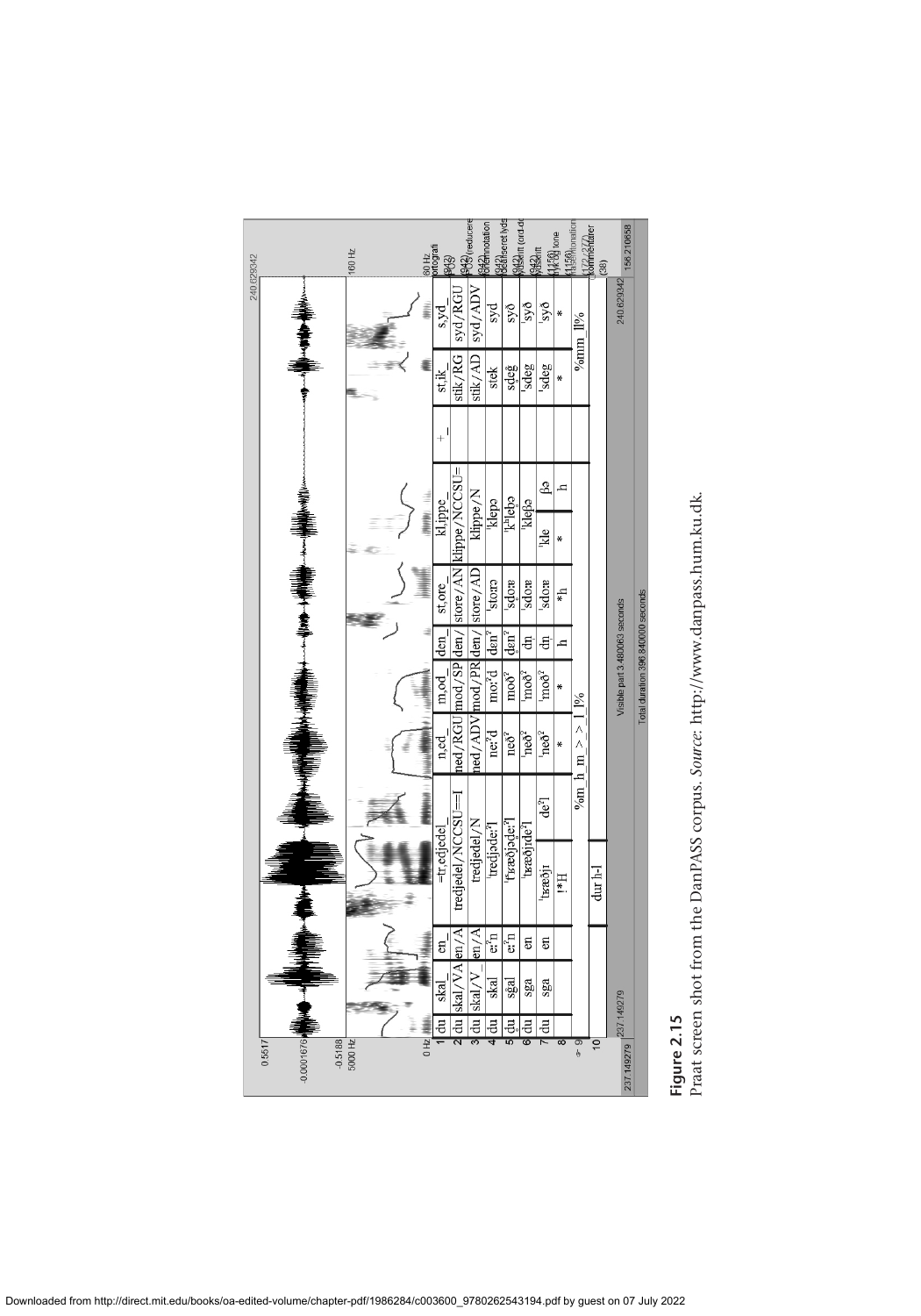**Figure 2.15**
Praat screen shot from the DanPASS corpus. *Source:* http://www.danpass.hum.ku.dk.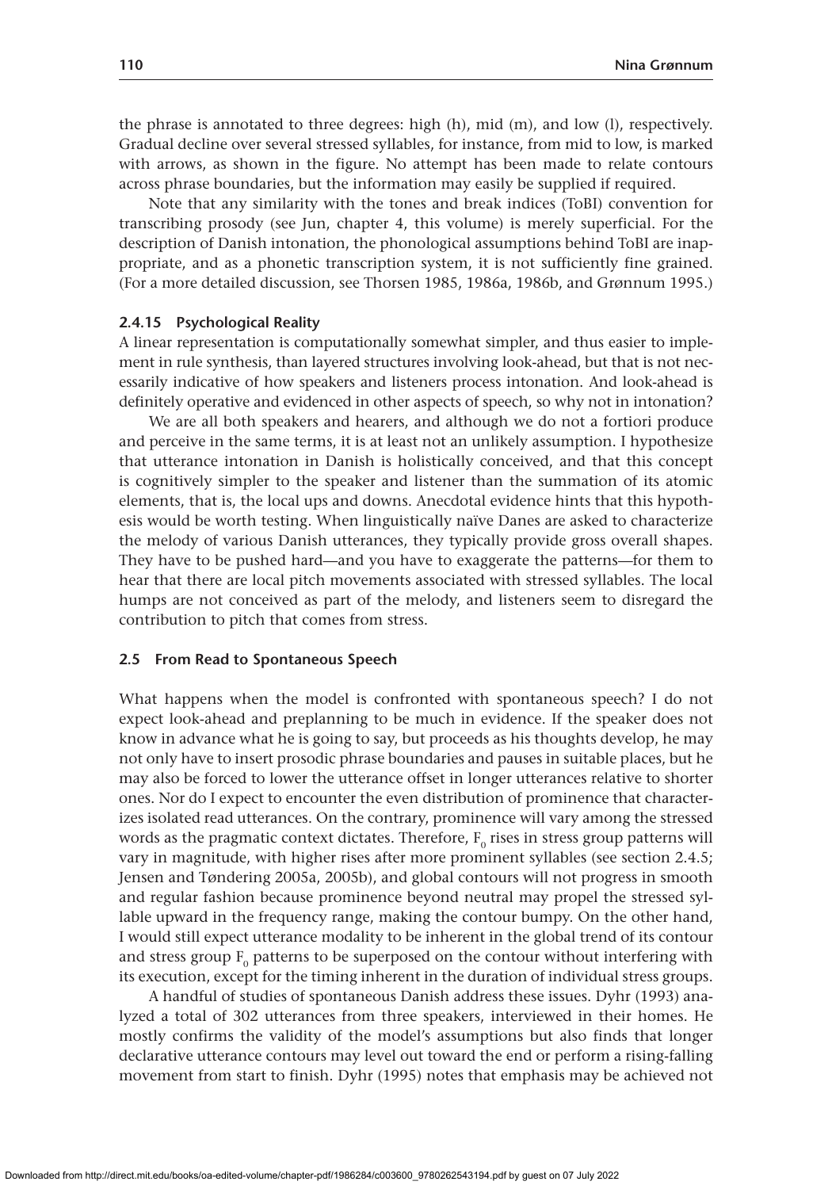the phrase is annotated to three degrees: high (h), mid (m), and low (l), respectively. Gradual decline over several stressed syllables, for instance, from mid to low, is marked with arrows, as shown in the figure. No attempt has been made to relate contours across phrase boundaries, but the information may easily be supplied if required.

Note that any similarity with the tones and break indices (ToBI) convention for transcribing prosody (see Jun, chapter 4, this volume) is merely superficial. For the description of Danish intonation, the phonological assumptions behind ToBI are inappropriate, and as a phonetic transcription system, it is not sufficiently fine grained. (For a more detailed discussion, see Thorsen 1985, 1986a, 1986b, and Grønnum 1995.)

### 2.4.15 Psychological Reality

A linear representation is computationally somewhat simpler, and thus easier to implement in rule synthesis, than layered structures involving look-ahead, but that is not necessarily indicative of how speakers and listeners process intonation. And look-ahead is definitely operative and evidenced in other aspects of speech, so why not in intonation?

We are all both speakers and hearers, and although we do not a fortiori produce and perceive in the same terms, it is at least not an unlikely assumption. I hypothesize that utterance intonation in Danish is holistically conceived, and that this concept is cognitively simpler to the speaker and listener than the summation of its atomic elements, that is, the local ups and downs. Anecdotal evidence hints that this hypothesis would be worth testing. When linguistically naïve Danes are asked to characterize the melody of various Danish utterances, they typically provide gross overall shapes. They have to be pushed hard—and you have to exaggerate the patterns—for them to hear that there are local pitch movements associated with stressed syllables. The local humps are not conceived as part of the melody, and listeners seem to disregard the contribution to pitch that comes from stress.

## 2.5 From Read to Spontaneous Speech

What happens when the model is confronted with spontaneous speech? I do not expect look-ahead and preplanning to be much in evidence. If the speaker does not know in advance what he is going to say, but proceeds as his thoughts develop, he may not only have to insert prosodic phrase boundaries and pauses in suitable places, but he may also be forced to lower the utterance offset in longer utterances relative to shorter ones. Nor do I expect to encounter the even distribution of prominence that characterizes isolated read utterances. On the contrary, prominence will vary among the stressed words as the pragmatic context dictates. Therefore, $F_0$ rises in stress group patterns will vary in magnitude, with higher rises after more prominent syllables (see section 2.4.5; Jensen and Tøndering 2005a, 2005b), and global contours will not progress in smooth and regular fashion because prominence beyond neutral may propel the stressed syllable upward in the frequency range, making the contour bumpy. On the other hand, I would still expect utterance modality to be inherent in the global trend of its contour and stress group $F_0$ patterns to be superposed on the contour without interfering with its execution, except for the timing inherent in the duration of individual stress groups.

A handful of studies of spontaneous Danish address these issues. Dyhr (1993) analyzed a total of 302 utterances from three speakers, interviewed in their homes. He mostly confirms the validity of the model's assumptions but also finds that longer declarative utterance contours may level out toward the end or perform a rising-falling movement from start to finish. Dyhr (1995) notes that emphasis may be achieved not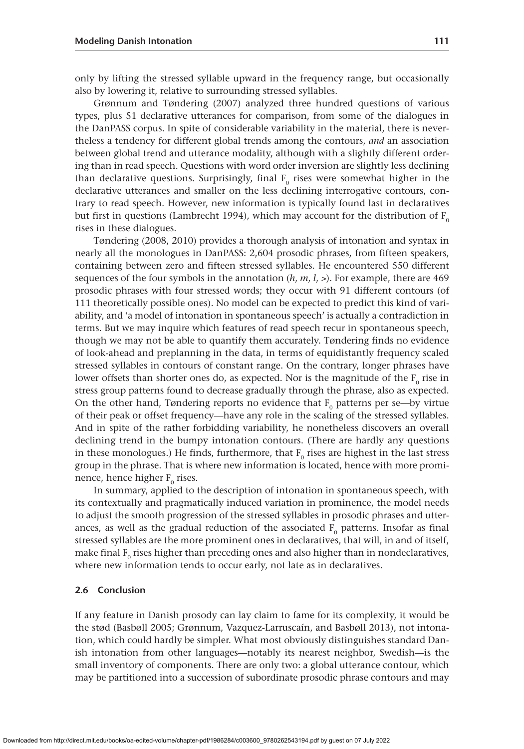only by lifting the stressed syllable upward in the frequency range, but occasionally also by lowering it, relative to surrounding stressed syllables.

Grønnum and Tøndering (2007) analyzed three hundred questions of various types, plus 51 declarative utterances for comparison, from some of the dialogues in the DanPASS corpus. In spite of considerable variability in the material, there is nevertheless a tendency for different global trends among the contours, *and* an association between global trend and utterance modality, although with a slightly different ordering than in read speech. Questions with word order inversion are slightly less declining than declarative questions. Surprisingly, final $F_0$ rises were somewhat higher in the declarative utterances and smaller on the less declining interrogative contours, contrary to read speech. However, new information is typically found last in declaratives but first in questions (Lambrecht 1994), which may account for the distribution of $F_0$ rises in these dialogues.

Tøndering (2008, 2010) provides a thorough analysis of intonation and syntax in nearly all the monologues in DanPASS: 2,604 prosodic phrases, from fifteen speakers, containing between zero and fifteen stressed syllables. He encountered 550 different sequences of the four symbols in the annotation (*h*, *m*, *l*, >). For example, there are 469 prosodic phrases with four stressed words; they occur with 91 different contours (of 111 theoretically possible ones). No model can be expected to predict this kind of variability, and 'a model of intonation in spontaneous speech' is actually a contradiction in terms. But we may inquire which features of read speech recur in spontaneous speech, though we may not be able to quantify them accurately. Tøndering finds no evidence of look-ahead and preplanning in the data, in terms of equidistantly frequency scaled stressed syllables in contours of constant range. On the contrary, longer phrases have lower offsets than shorter ones do, as expected. Nor is the magnitude of the $F_0$ rise in stress group patterns found to decrease gradually through the phrase, also as expected. On the other hand, Tøndering reports no evidence that $F_0$ patterns per se—by virtue of their peak or offset frequency—have any role in the scaling of the stressed syllables. And in spite of the rather forbidding variability, he nonetheless discovers an overall declining trend in the bumpy intonation contours. (There are hardly any questions in these monologues.) He finds, furthermore, that $F_0$ rises are highest in the last stress group in the phrase. That is where new information is located, hence with more prominence, hence higher $F_0$ rises.

In summary, applied to the description of intonation in spontaneous speech, with its contextually and pragmatically induced variation in prominence, the model needs to adjust the smooth progression of the stressed syllables in prosodic phrases and utterances, as well as the gradual reduction of the associated $F_0$ patterns. Insofar as final stressed syllables are the more prominent ones in declaratives, that will, in and of itself, make final $F_0$ rises higher than preceding ones and also higher than in nondeclaratives, where new information tends to occur early, not late as in declaratives.

### 2.6 Conclusion

If any feature in Danish prosody can lay claim to fame for its complexity, it would be the stød (Basbøll 2005; Grønnum, Vazquez-Larruscaín, and Basbøll 2013), not intonation, which could hardly be simpler. What most obviously distinguishes standard Danish intonation from other languages—notably its nearest neighbor, Swedish—is the small inventory of components. There are only two: a global utterance contour, which may be partitioned into a succession of subordinate prosodic phrase contours and may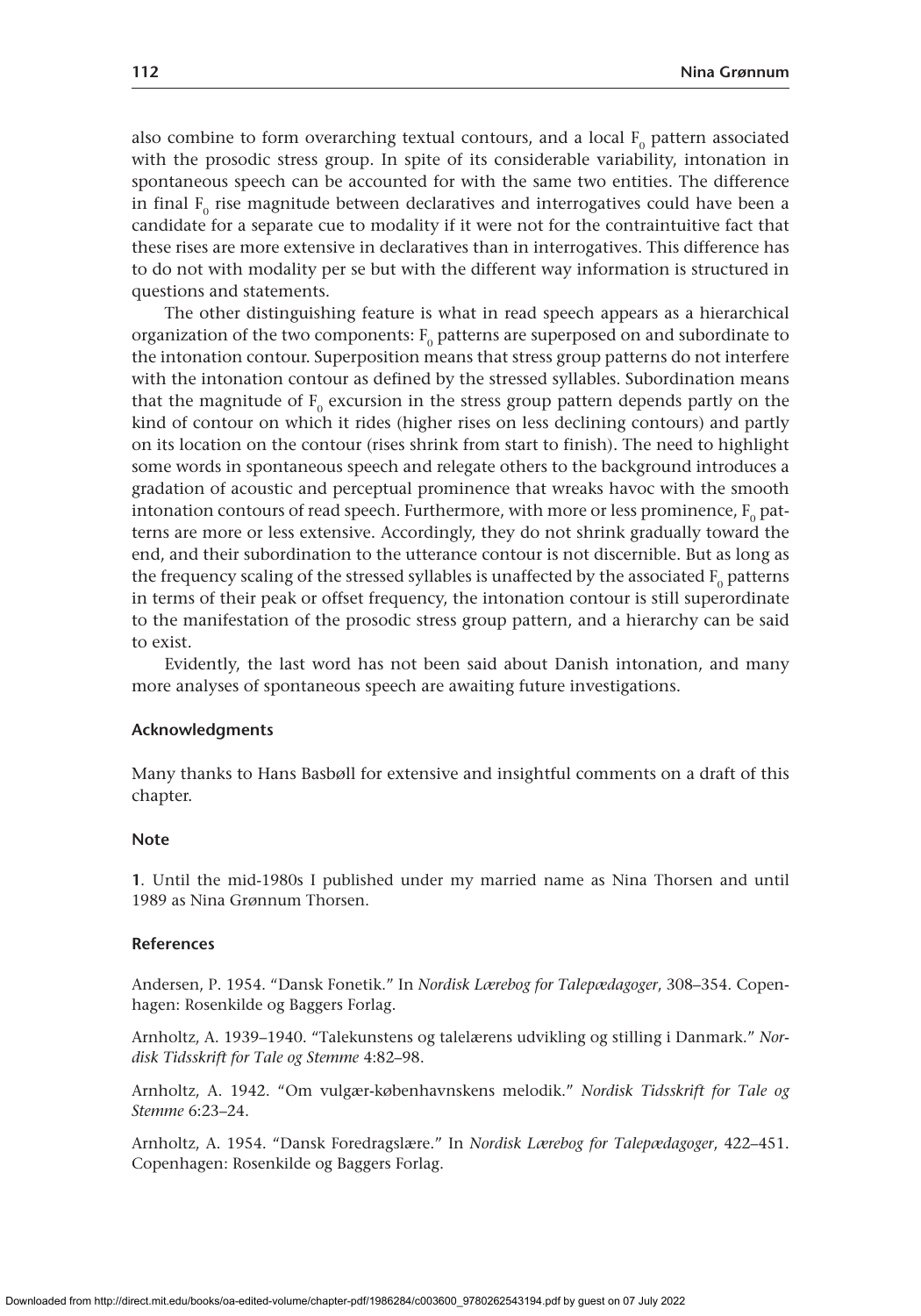also combine to form overarching textual contours, and a local $F_0$ pattern associated with the prosodic stress group. In spite of its considerable variability, intonation in spontaneous speech can be accounted for with the same two entities. The difference in final $F_0$ rise magnitude between declaratives and interrogatives could have been a candidate for a separate cue to modality if it were not for the contraintuitive fact that these rises are more extensive in declaratives than in interrogatives. This difference has to do not with modality per se but with the different way information is structured in questions and statements.

The other distinguishing feature is what in read speech appears as a hierarchical organization of the two components: $F_0$ patterns are superposed on and subordinate to the intonation contour. Superposition means that stress group patterns do not interfere with the intonation contour as defined by the stressed syllables. Subordination means that the magnitude of $F_0$ excursion in the stress group pattern depends partly on the kind of contour on which it rides (higher rises on less declining contours) and partly on its location on the contour (rises shrink from start to finish). The need to highlight some words in spontaneous speech and relegate others to the background introduces a gradation of acoustic and perceptual prominence that wreaks havoc with the smooth intonation contours of read speech. Furthermore, with more or less prominence, $F_0$ patterns are more or less extensive. Accordingly, they do not shrink gradually toward the end, and their subordination to the utterance contour is not discernible. But as long as the frequency scaling of the stressed syllables is unaffected by the associated $F_0$ patterns in terms of their peak or offset frequency, the intonation contour is still superordinate to the manifestation of the prosodic stress group pattern, and a hierarchy can be said to exist.

Evidently, the last word has not been said about Danish intonation, and many more analyses of spontaneous speech are awaiting future investigations.

## Acknowledgments

Many thanks to Hans Basbøll for extensive and insightful comments on a draft of this chapter.

## Note

**1**. Until the mid-1980s I published under my married name as Nina Thorsen and until 1989 as Nina Grønnum Thorsen.

## References

Andersen, P. 1954. "Dansk Fonetik." In *Nordisk Lærebog for Talepædagoger*, 308–354. Copenhagen: Rosenkilde og Baggers Forlag.

Arnholtz, A. 1939–1940. "Talekunstens og talelærens udvikling og stilling i Danmark." *Nordisk Tidsskrift for Tale og Stemme* 4:82–98.

Arnholtz, A. 1942. "Om vulgær-københavnskens melodik." *Nordisk Tidsskrift for Tale og Stemme* 6:23–24.

Arnholtz, A. 1954. "Dansk Foredragslære." In *Nordisk Lærebog for Talepædagoger*, 422–451. Copenhagen: Rosenkilde og Baggers Forlag.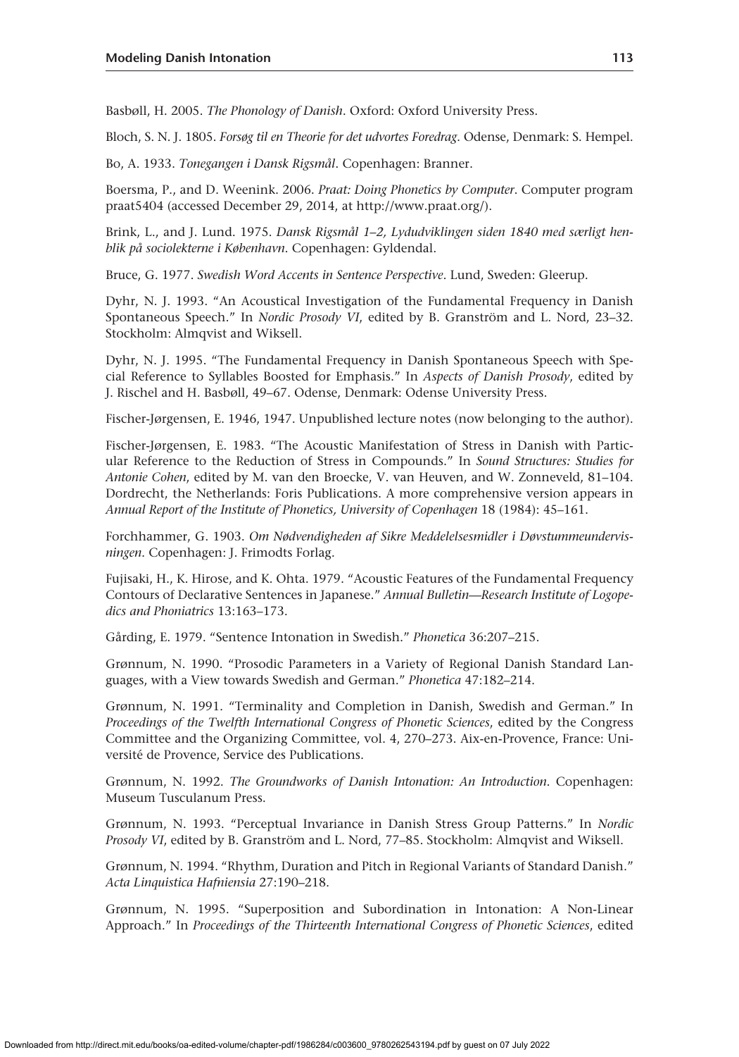Basbøll, H. 2005. *The Phonology of Danish*. Oxford: Oxford University Press.

Bloch, S. N. J. 1805. *Forsøg til en Theorie for det udvortes Foredrag*. Odense, Denmark: S. Hempel.

Bo, A. 1933. *Tonegangen i Dansk Rigsmål*. Copenhagen: Branner.

Boersma, P., and D. Weenink. 2006. *Praat: Doing Phonetics by Computer*. Computer program praat5404 (accessed December 29, 2014, at http://www.praat.org/).

Brink, L., and J. Lund. 1975. *Dansk Rigsmål 1–2, Lydudviklingen siden 1840 med særligt henblik på sociolekterne i København*. Copenhagen: Gyldendal.

Bruce, G. 1977. *Swedish Word Accents in Sentence Perspective*. Lund, Sweden: Gleerup.

Dyhr, N. J. 1993. "An Acoustical Investigation of the Fundamental Frequency in Danish Spontaneous Speech." In *Nordic Prosody VI*, edited by B. Granström and L. Nord, 23–32. Stockholm: Almqvist and Wiksell.

Dyhr, N. J. 1995. "The Fundamental Frequency in Danish Spontaneous Speech with Special Reference to Syllables Boosted for Emphasis." In *Aspects of Danish Prosody*, edited by J. Rischel and H. Basbøll, 49–67. Odense, Denmark: Odense University Press.

Fischer-Jørgensen, E. 1946, 1947. Unpublished lecture notes (now belonging to the author).

Fischer-Jørgensen, E. 1983. "The Acoustic Manifestation of Stress in Danish with Particular Reference to the Reduction of Stress in Compounds." In *Sound Structures: Studies for Antonie Cohen*, edited by M. van den Broecke, V. van Heuven, and W. Zonneveld, 81–104. Dordrecht, the Netherlands: Foris Publications. A more comprehensive version appears in *Annual Report of the Institute of Phonetics, University of Copenhagen* 18 (1984): 45–161.

Forchhammer, G. 1903. *Om Nødvendigheden af Sikre Meddelelsesmidler i Døvstummeundervisningen*. Copenhagen: J. Frimodts Forlag.

Fujisaki, H., K. Hirose, and K. Ohta. 1979. "Acoustic Features of the Fundamental Frequency Contours of Declarative Sentences in Japanese." *Annual Bulletin—Research Institute of Logopedics and Phoniatrics* 13:163–173.

Gårding, E. 1979. "Sentence Intonation in Swedish." *Phonetica* 36:207–215.

Grønnum, N. 1990. "Prosodic Parameters in a Variety of Regional Danish Standard Languages, with a View towards Swedish and German." *Phonetica* 47:182–214.

Grønnum, N. 1991. "Terminality and Completion in Danish, Swedish and German." In *Proceedings of the Twelfth International Congress of Phonetic Sciences*, edited by the Congress Committee and the Organizing Committee, vol. 4, 270–273. Aix-en-Provence, France: Université de Provence, Service des Publications.

Grønnum, N. 1992. *The Groundworks of Danish Intonation: An Introduction*. Copenhagen: Museum Tusculanum Press.

Grønnum, N. 1993. "Perceptual Invariance in Danish Stress Group Patterns." In *Nordic Prosody VI*, edited by B. Granström and L. Nord, 77–85. Stockholm: Almqvist and Wiksell.

Grønnum, N. 1994. "Rhythm, Duration and Pitch in Regional Variants of Standard Danish." *Acta Linquistica Hafniensia* 27:190–218.

Grønnum, N. 1995. "Superposition and Subordination in Intonation: A Non-Linear Approach." In *Proceedings of the Thirteenth International Congress of Phonetic Sciences*, edited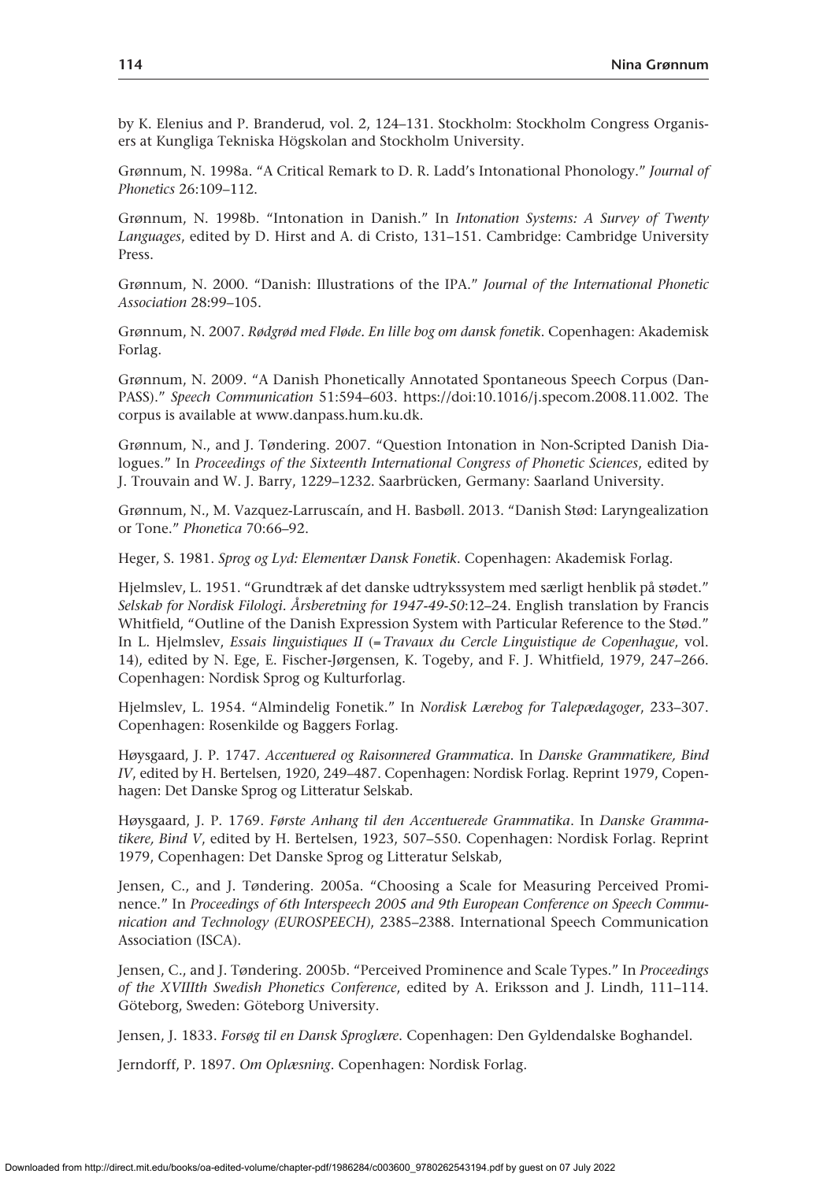by K. Elenius and P. Branderud, vol. 2, 124–131. Stockholm: Stockholm Congress Organisers at Kungliga Tekniska Högskolan and Stockholm University.

Grønnum, N. 1998a. "A Critical Remark to D. R. Ladd's Intonational Phonology." *Journal of Phonetics* 26:109–112.

Grønnum, N. 1998b. "Intonation in Danish." In *Intonation Systems: A Survey of Twenty Languages*, edited by D. Hirst and A. di Cristo, 131–151. Cambridge: Cambridge University Press.

Grønnum, N. 2000. "Danish: Illustrations of the IPA." *Journal of the International Phonetic Association* 28:99–105.

Grønnum, N. 2007. *Rødgrød med Fløde. En lille bog om dansk fonetik*. Copenhagen: Akademisk Forlag.

Grønnum, N. 2009. "A Danish Phonetically Annotated Spontaneous Speech Corpus (DanPASS)." *Speech Communication* 51:594–603. https://doi:10.1016/j.specom.2008.11.002. The corpus is available at www.danpass.hum.ku.dk.

Grønnum, N., and J. Tøndering. 2007. "Question Intonation in Non-Scripted Danish Dialogues." In *Proceedings of the Sixteenth International Congress of Phonetic Sciences*, edited by J. Trouvain and W. J. Barry, 1229–1232. Saarbrücken, Germany: Saarland University.

Grønnum, N., M. Vazquez-Larruscaín, and H. Basbøll. 2013. "Danish Stød: Laryngealization or Tone." *Phonetica* 70:66–92.

Heger, S. 1981. *Sprog og Lyd: Elementær Dansk Fonetik*. Copenhagen: Akademisk Forlag.

Hjelmslev, L. 1951. "Grundtræk af det danske udtrykssystem med særligt henblik på stødet." *Selskab for Nordisk Filologi. Årsberetning for 1947-49-50*:12–24. English translation by Francis Whitfield, "Outline of the Danish Expression System with Particular Reference to the Stød." In L. Hjelmslev, *Essais linguistiques II* (= *Travaux du Cercle Linguistique de Copenhague*, vol. 14), edited by N. Ege, E. Fischer-Jørgensen, K. Togeby, and F. J. Whitfield, 1979, 247–266. Copenhagen: Nordisk Sprog og Kulturforlag.

Hjelmslev, L. 1954. "Almindelig Fonetik." In *Nordisk Lærebog for Talepædagoger*, 233–307. Copenhagen: Rosenkilde og Baggers Forlag.

Høysgaard, J. P. 1747. *Accentuered og Raisonnered Grammatica*. In *Danske Grammatikere, Bind IV*, edited by H. Bertelsen, 1920, 249–487. Copenhagen: Nordisk Forlag. Reprint 1979, Copenhagen: Det Danske Sprog og Litteratur Selskab.

Høysgaard, J. P. 1769. *Første Anhang til den Accentuerede Grammatika*. In *Danske Grammatikere, Bind V*, edited by H. Bertelsen, 1923, 507–550. Copenhagen: Nordisk Forlag. Reprint 1979, Copenhagen: Det Danske Sprog og Litteratur Selskab,

Jensen, C., and J. Tøndering. 2005a. "Choosing a Scale for Measuring Perceived Prominence." In *Proceedings of 6th Interspeech 2005 and 9th European Conference on Speech Communication and Technology (EUROSPEECH)*, 2385–2388. International Speech Communication Association (ISCA).

Jensen, C., and J. Tøndering. 2005b. "Perceived Prominence and Scale Types." In *Proceedings of the XVIIIth Swedish Phonetics Conference*, edited by A. Eriksson and J. Lindh, 111–114. Göteborg, Sweden: Göteborg University.

Jensen, J. 1833. *Forsøg til en Dansk Sproglære*. Copenhagen: Den Gyldendalske Boghandel.

Jerndorff, P. 1897. *Om Oplæsning*. Copenhagen: Nordisk Forlag.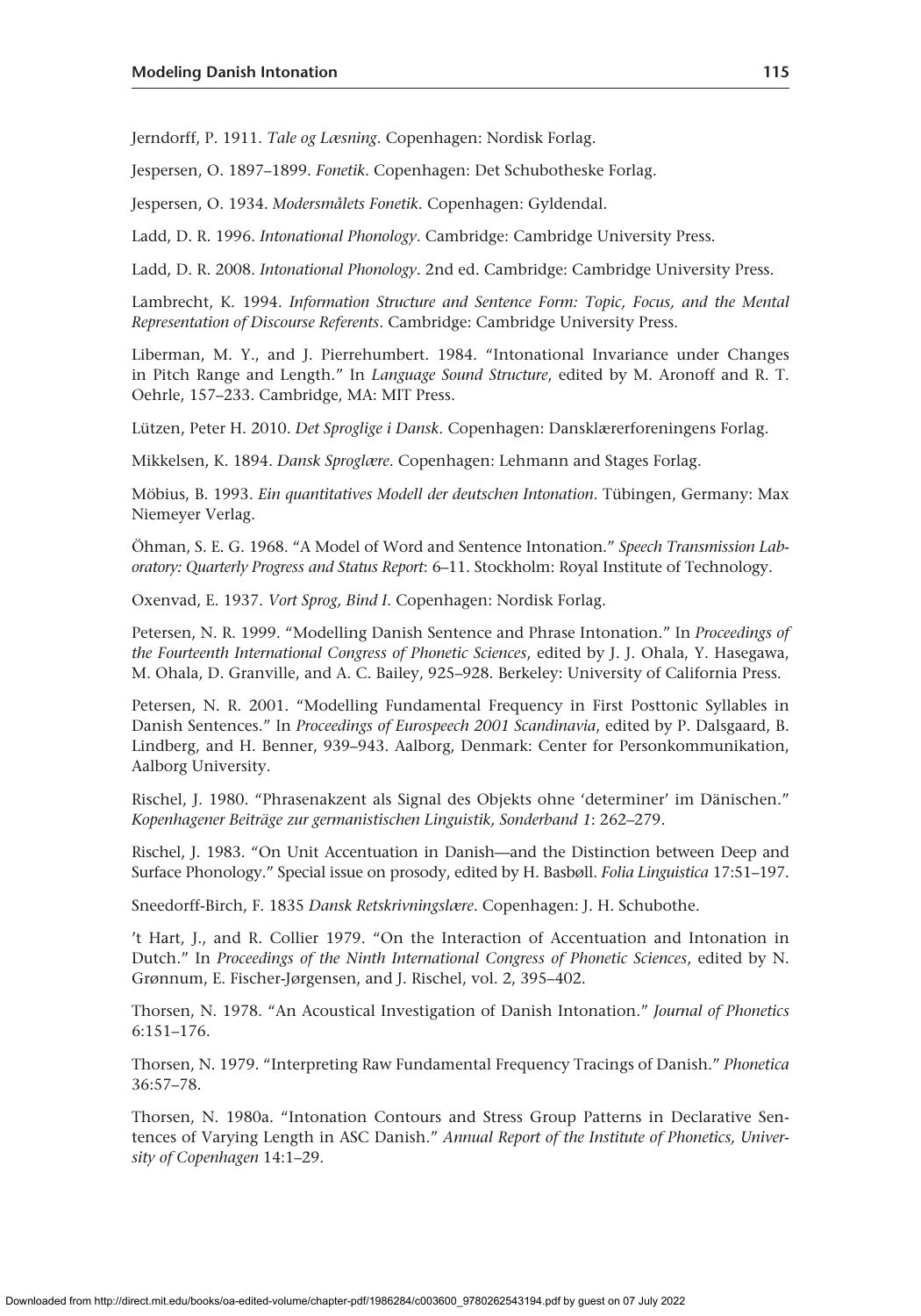Jerndorff, P. 1911. *Tale og Læsning*. Copenhagen: Nordisk Forlag.

Jespersen, O. 1897–1899. *Fonetik*. Copenhagen: Det Schubotheske Forlag.

Jespersen, O. 1934. *Modersmålets Fonetik*. Copenhagen: Gyldendal.

Ladd, D. R. 1996. *Intonational Phonology*. Cambridge: Cambridge University Press.

Ladd, D. R. 2008. *Intonational Phonology*. 2nd ed. Cambridge: Cambridge University Press.

Lambrecht, K. 1994. *Information Structure and Sentence Form: Topic, Focus, and the Mental Representation of Discourse Referents*. Cambridge: Cambridge University Press.

Liberman, M. Y., and J. Pierrehumbert. 1984. "Intonational Invariance under Changes in Pitch Range and Length." In *Language Sound Structure*, edited by M. Aronoff and R. T. Oehrle, 157–233. Cambridge, MA: MIT Press.

Lützen, Peter H. 2010. *Det Sproglige i Dansk*. Copenhagen: Dansklærerforeningens Forlag.

Mikkelsen, K. 1894. *Dansk Sproglære*. Copenhagen: Lehmann and Stages Forlag.

Möbius, B. 1993. *Ein quantitatives Modell der deutschen Intonation*. Tübingen, Germany: Max Niemeyer Verlag.

Öhman, S. E. G. 1968. "A Model of Word and Sentence Intonation." *Speech Transmission Laboratory: Quarterly Progress and Status Report*: 6–11. Stockholm: Royal Institute of Technology.

Oxenvad, E. 1937. *Vort Sprog, Bind I*. Copenhagen: Nordisk Forlag.

Petersen, N. R. 1999. "Modelling Danish Sentence and Phrase Intonation." In *Proceedings of the Fourteenth International Congress of Phonetic Sciences*, edited by J. J. Ohala, Y. Hasegawa, M. Ohala, D. Granville, and A. C. Bailey, 925–928. Berkeley: University of California Press.

Petersen, N. R. 2001. "Modelling Fundamental Frequency in First Posttonic Syllables in Danish Sentences." In *Proceedings of Eurospeech 2001 Scandinavia*, edited by P. Dalsgaard, B. Lindberg, and H. Benner, 939–943. Aalborg, Denmark: Center for Personkommunikation, Aalborg University.

Rischel, J. 1980. "Phrasenakzent als Signal des Objekts ohne 'determiner' im Dänischen." *Kopenhagener Beiträge zur germanistischen Linguistik, Sonderband 1*: 262–279.

Rischel, J. 1983. "On Unit Accentuation in Danish—and the Distinction between Deep and Surface Phonology." Special issue on prosody, edited by H. Basbøll. *Folia Linguistica* 17:51–197.

Sneedorff-Birch, F. 1835 *Dansk Retskrivningslære*. Copenhagen: J. H. Schubothe.

't Hart, J., and R. Collier 1979. "On the Interaction of Accentuation and Intonation in Dutch." In *Proceedings of the Ninth International Congress of Phonetic Sciences*, edited by N. Grønnum, E. Fischer-Jørgensen, and J. Rischel, vol. 2, 395–402.

Thorsen, N. 1978. "An Acoustical Investigation of Danish Intonation." *Journal of Phonetics* 6:151–176.

Thorsen, N. 1979. "Interpreting Raw Fundamental Frequency Tracings of Danish." *Phonetica* 36:57–78.

Thorsen, N. 1980a. "Intonation Contours and Stress Group Patterns in Declarative Sentences of Varying Length in ASC Danish." *Annual Report of the Institute of Phonetics, University of Copenhagen* 14:1–29.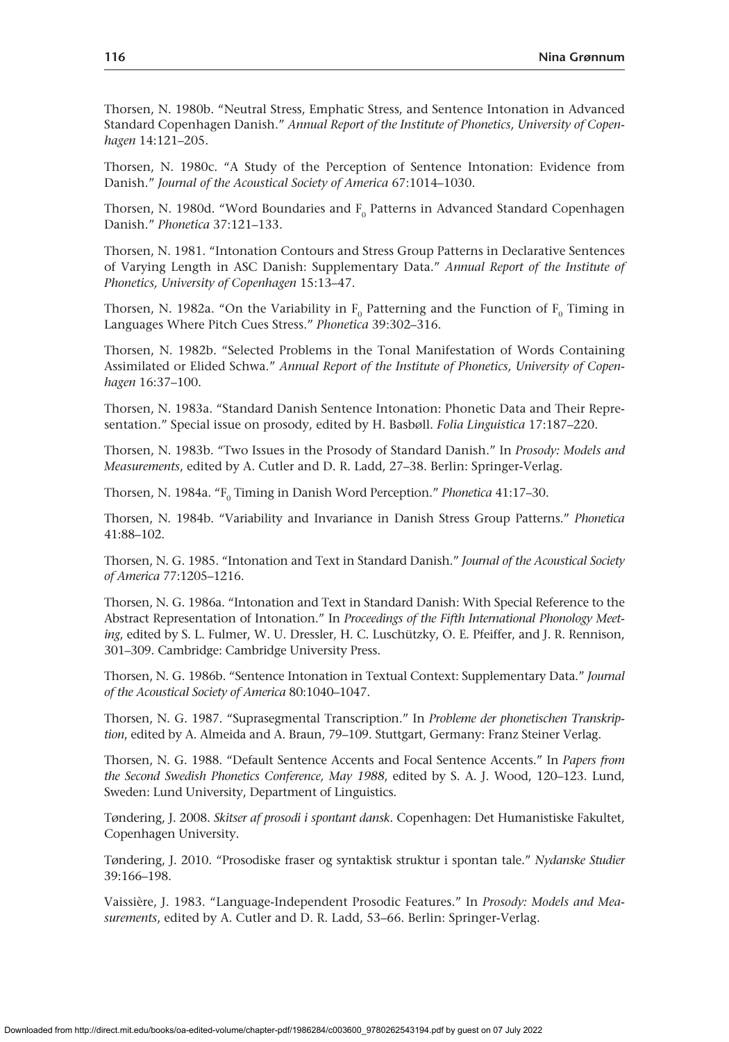Thorsen, N. 1980b. “Neutral Stress, Emphatic Stress, and Sentence Intonation in Advanced Standard Copenhagen Danish.” *Annual Report of the Institute of Phonetics, University of Copenhagen* 14:121–205.

Thorsen, N. 1980c. “A Study of the Perception of Sentence Intonation: Evidence from Danish.” *Journal of the Acoustical Society of America* 67:1014–1030.

Thorsen, N. 1980d. “Word Boundaries and $F_0$ Patterns in Advanced Standard Copenhagen Danish.” *Phonetica* 37:121–133.

Thorsen, N. 1981. “Intonation Contours and Stress Group Patterns in Declarative Sentences of Varying Length in ASC Danish: Supplementary Data.” *Annual Report of the Institute of Phonetics, University of Copenhagen* 15:13–47.

Thorsen, N. 1982a. “On the Variability in $F_0$ Patterning and the Function of $F_0$ Timing in Languages Where Pitch Cues Stress.” *Phonetica* 39:302–316.

Thorsen, N. 1982b. “Selected Problems in the Tonal Manifestation of Words Containing Assimilated or Elided Schwa.” *Annual Report of the Institute of Phonetics, University of Copenhagen* 16:37–100.

Thorsen, N. 1983a. “Standard Danish Sentence Intonation: Phonetic Data and Their Representation.” Special issue on prosody, edited by H. Basbøll. *Folia Linguistica* 17:187–220.

Thorsen, N. 1983b. “Two Issues in the Prosody of Standard Danish.” In *Prosody: Models and Measurements*, edited by A. Cutler and D. R. Ladd, 27–38. Berlin: Springer-Verlag.

Thorsen, N. 1984a. “$F_0$ Timing in Danish Word Perception.” *Phonetica* 41:17–30.

Thorsen, N. 1984b. “Variability and Invariance in Danish Stress Group Patterns.” *Phonetica* 41:88–102.

Thorsen, N. G. 1985. “Intonation and Text in Standard Danish.” *Journal of the Acoustical Society of America* 77:1205–1216.

Thorsen, N. G. 1986a. “Intonation and Text in Standard Danish: With Special Reference to the Abstract Representation of Intonation.” In *Proceedings of the Fifth International Phonology Meeting*, edited by S. L. Fulmer, W. U. Dressler, H. C. Luschützky, O. E. Pfeiffer, and J. R. Rennison, 301–309. Cambridge: Cambridge University Press.

Thorsen, N. G. 1986b. “Sentence Intonation in Textual Context: Supplementary Data.” *Journal of the Acoustical Society of America* 80:1040–1047.

Thorsen, N. G. 1987. “Suprasegmental Transcription.” In *Probleme der phonetischen Transkription*, edited by A. Almeida and A. Braun, 79–109. Stuttgart, Germany: Franz Steiner Verlag.

Thorsen, N. G. 1988. “Default Sentence Accents and Focal Sentence Accents.” In *Papers from the Second Swedish Phonetics Conference, May 1988*, edited by S. A. J. Wood, 120–123. Lund, Sweden: Lund University, Department of Linguistics.

Tøndering, J. 2008. *Skitser af prosodi i spontant dansk*. Copenhagen: Det Humanistiske Fakultet, Copenhagen University.

Tøndering, J. 2010. “Prosodiske fraser og syntaktisk struktur i spontan tale.” *Nydanske Studier* 39:166–198.

Vaissière, J. 1983. “Language-Independent Prosodic Features.” In *Prosody: Models and Measurements*, edited by A. Cutler and D. R. Ladd, 53–66. Berlin: Springer-Verlag.